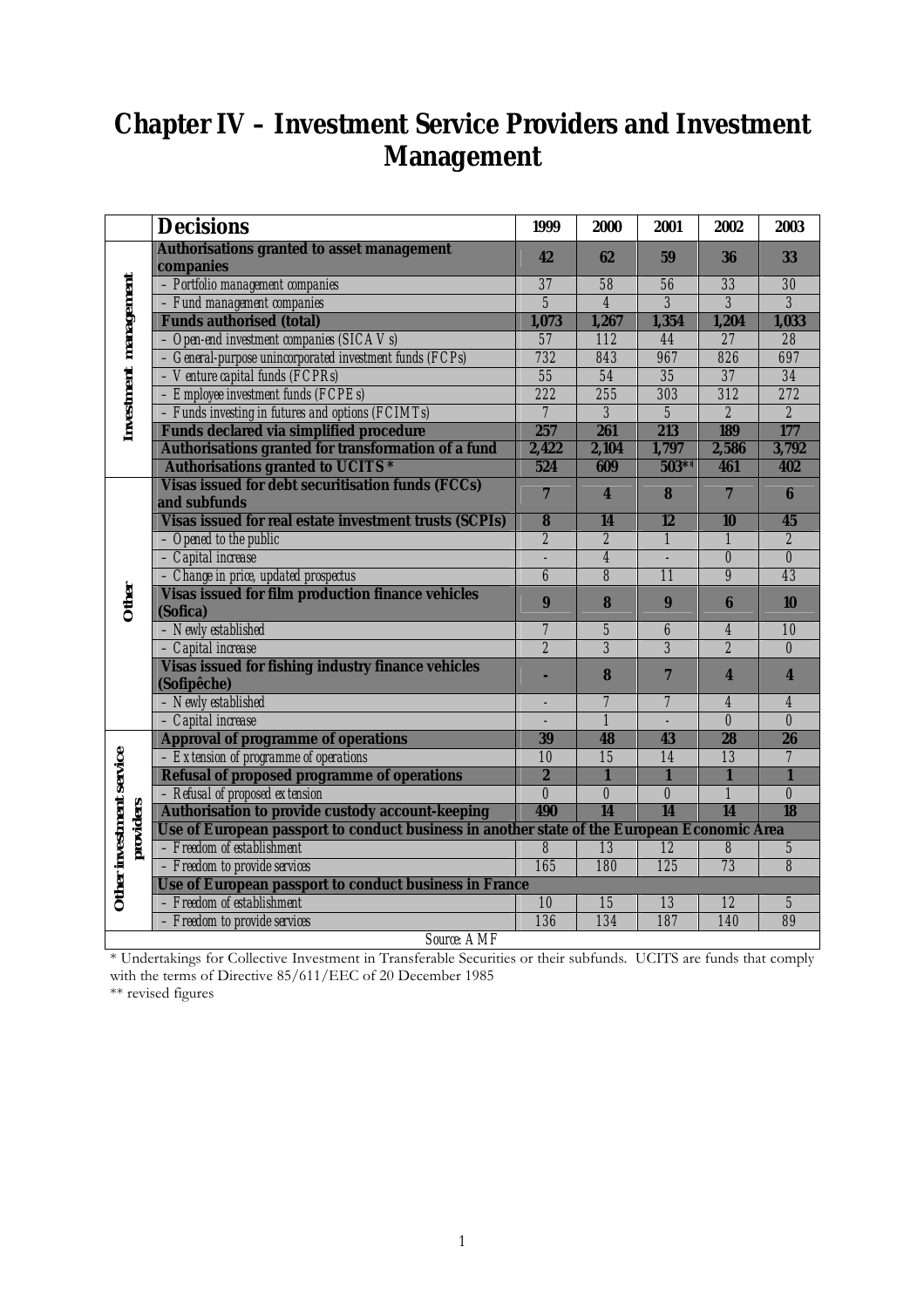# Chapter IV – Investment Service Providers and Investment Management

| | Decisions | 1999 | 2000 | 2001 | 2002 | 2003 |
|---|---|---|---|---|---|---|
| Investment management | **Authorisations granted to asset management companies** | **42** | **62** | **59** | **36** | **33** |
| | - *Portfolio management companies* | 37 | 58 | 56 | 33 | 30 |
| | - *Fund management companies* | 5 | 4 | 3 | 3 | 3 |
| | **Funds authorised (total)** | **1,073** | **1,267** | **1,354** | **1,204** | **1,033** |
| | - *Open-end investment companies (SICAVs)* | 57 | 112 | 44 | 27 | 28 |
| | - *General-purpose unincorporated investment funds (FCPs)* | 732 | 843 | 967 | 826 | 697 |
| | - *Venture capital funds (FCPRs)* | 55 | 54 | 35 | 37 | 34 |
| | - *Employee investment funds (FCPEs)* | 222 | 255 | 303 | 312 | 272 |
| | - *Funds investing in futures and options (FCIMTs)* | 7 | 3 | 5 | 2 | 2 |
| | **Funds declared via simplified procedure** | **257** | **261** | **213** | **189** | **177** |
| | **Authorisations granted for transformation of a fund** | **2,422** | **2,104** | **1,797** | **2,586** | **3,792** |
| | **Authorisations granted to UCITS*** | **524** | **609** | **503**** | **461** | **402** |
| Other | **Visas issued for debt securitisation funds (FCCs) and subfunds** | **7** | **4** | **8** | **7** | **6** |
| | **Visas issued for real estate investment trusts (SCPIs)** | **8** | **14** | **12** | **10** | **45** |
| | - *Opened to the public* | 2 | 2 | 1 | 1 | 2 |
| | - *Capital increase* | - | 4 | - | 0 | 0 |
| | - *Change in price, updated prospectus* | 6 | 8 | 11 | 9 | 43 |
| | **Visas issued for film production finance vehicles (Sofica)** | **9** | **8** | **9** | **6** | **10** |
| | - *Newly established* | 7 | 5 | 6 | 4 | 10 |
| | - *Capital increase* | 2 | 3 | 3 | 2 | 0 |
| | **Visas issued for fishing industry finance vehicles (Sofipêche)** | **-** | **8** | **7** | **4** | **4** |
| | - *Newly established* | - | 7 | 7 | 4 | 4 |
| | - *Capital increase* | - | 1 | - | 0 | 0 |
| Other investment service providers | **Approval of programme of operations** | **39** | **48** | **43** | **28** | **26** |
| | - *Extension of programme of operations* | 10 | 15 | 14 | 13 | 7 |
| | **Refusal of proposed programme of operations** | **2** | **1** | **1** | **1** | **1** |
| | - *Refusal of proposed extension* | 0 | 0 | 0 | 1 | 0 |
| | **Authorisation to provide custody account-keeping** | **490** | **14** | **14** | **14** | **18** |
| | **Use of European passport to conduct business in another state of the European Economic Area** | | | | | |
| | - *Freedom of establishment* | 8 | 13 | 12 | 8 | 5 |
| | - *Freedom to provide services* | 165 | 180 | 125 | 73 | 8 |
| | **Use of European passport to conduct business in France** | | | | | |
| | - *Freedom of establishment* | 10 | 15 | 13 | 12 | 5 |
| | - *Freedom to provide services* | 136 | 134 | 187 | 140 | 89 |

*Source: AMF*

* Undertakings for Collective Investment in Transferable Securities or their subfunds. UCITS are funds that comply with the terms of Directive 85/611/EEC of 20 December 1985

** revised figures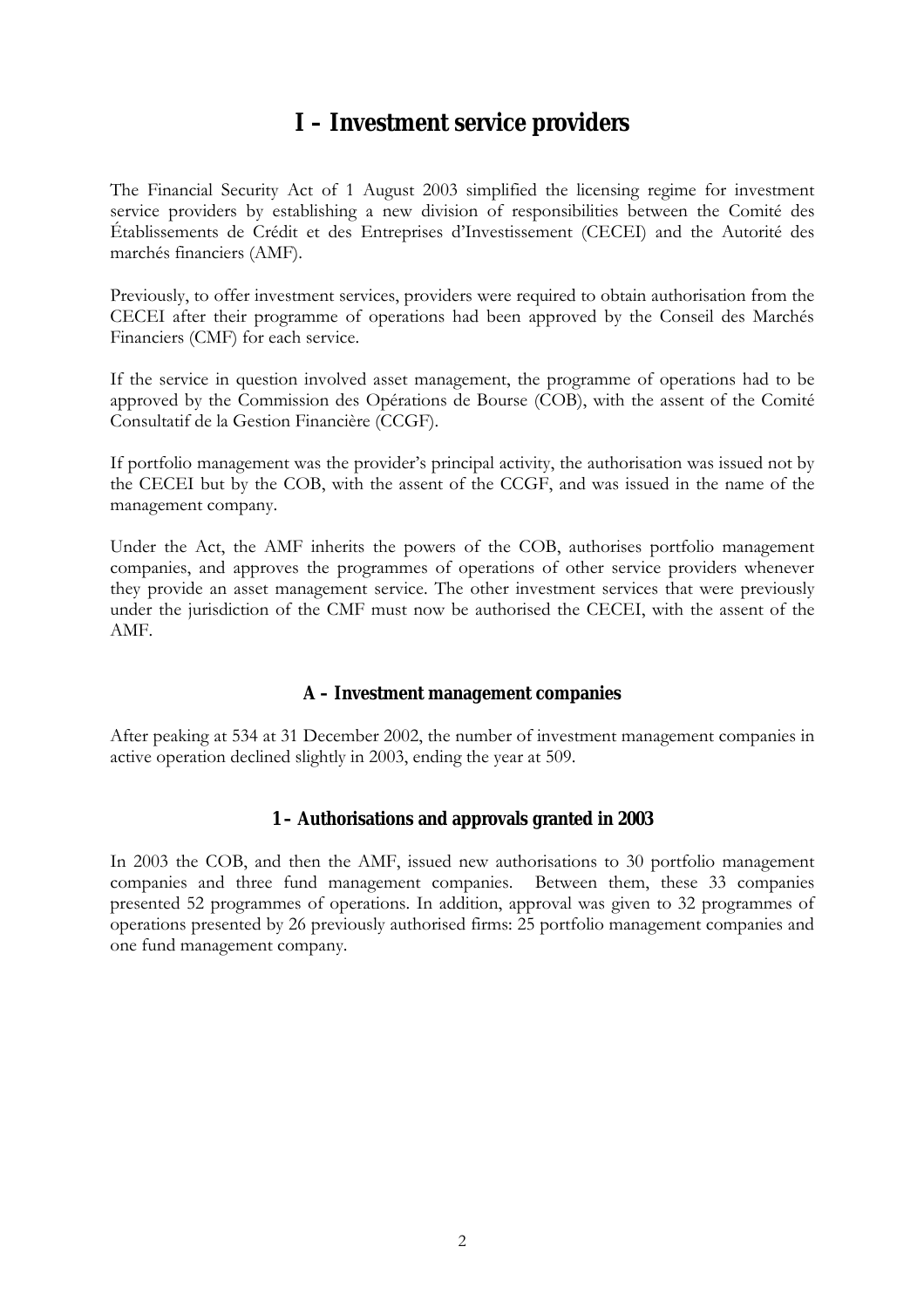# I – Investment service providers

The Financial Security Act of 1 August 2003 simplified the licensing regime for investment service providers by establishing a new division of responsibilities between the Comité des Établissements de Crédit et des Entreprises d'Investissement (CECEI) and the Autorité des marchés financiers (AMF).

Previously, to offer investment services, providers were required to obtain authorisation from the CECEI after their programme of operations had been approved by the Conseil des Marchés Financiers (CMF) for each service.

If the service in question involved asset management, the programme of operations had to be approved by the Commission des Opérations de Bourse (COB), with the assent of the Comité Consultatif de la Gestion Financière (CCGF).

If portfolio management was the provider's principal activity, the authorisation was issued not by the CECEI but by the COB, with the assent of the CCGF, and was issued in the name of the management company.

Under the Act, the AMF inherits the powers of the COB, authorises portfolio management companies, and approves the programmes of operations of other service providers whenever they provide an asset management service. The other investment services that were previously under the jurisdiction of the CMF must now be authorised the CECEI, with the assent of the AMF.

## A – Investment management companies

After peaking at 534 at 31 December 2002, the number of investment management companies in active operation declined slightly in 2003, ending the year at 509.

### 1 – Authorisations and approvals granted in 2003

In 2003 the COB, and then the AMF, issued new authorisations to 30 portfolio management companies and three fund management companies. Between them, these 33 companies presented 52 programmes of operations. In addition, approval was given to 32 programmes of operations presented by 26 previously authorised firms: 25 portfolio management companies and one fund management company.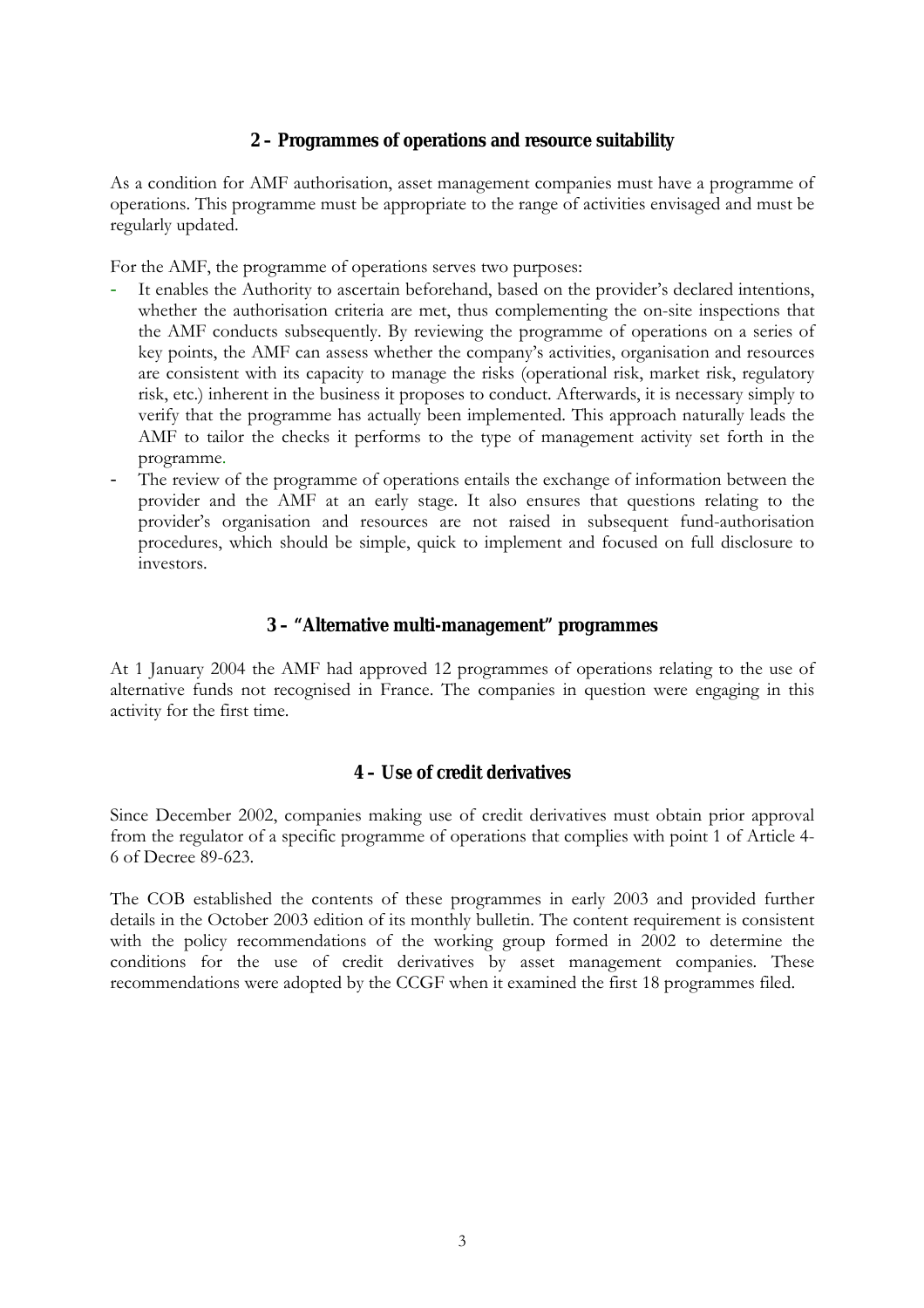## 2 – Programmes of operations and resource suitability

As a condition for AMF authorisation, asset management companies must have a programme of operations. This programme must be appropriate to the range of activities envisaged and must be regularly updated.

For the AMF, the programme of operations serves two purposes:

- It enables the Authority to ascertain beforehand, based on the provider's declared intentions, whether the authorisation criteria are met, thus complementing the on-site inspections that the AMF conducts subsequently. By reviewing the programme of operations on a series of key points, the AMF can assess whether the company's activities, organisation and resources are consistent with its capacity to manage the risks (operational risk, market risk, regulatory risk, etc.) inherent in the business it proposes to conduct. Afterwards, it is necessary simply to verify that the programme has actually been implemented. This approach naturally leads the AMF to tailor the checks it performs to the type of management activity set forth in the programme.
- The review of the programme of operations entails the exchange of information between the provider and the AMF at an early stage. It also ensures that questions relating to the provider's organisation and resources are not raised in subsequent fund-authorisation procedures, which should be simple, quick to implement and focused on full disclosure to investors.

## 3 – "Alternative multi-management" programmes

At 1 January 2004 the AMF had approved 12 programmes of operations relating to the use of alternative funds not recognised in France. The companies in question were engaging in this activity for the first time.

## 4 – Use of credit derivatives

Since December 2002, companies making use of credit derivatives must obtain prior approval from the regulator of a specific programme of operations that complies with point 1 of Article 4-6 of Decree 89-623.

The COB established the contents of these programmes in early 2003 and provided further details in the October 2003 edition of its monthly bulletin. The content requirement is consistent with the policy recommendations of the working group formed in 2002 to determine the conditions for the use of credit derivatives by asset management companies. These recommendations were adopted by the CCGF when it examined the first 18 programmes filed.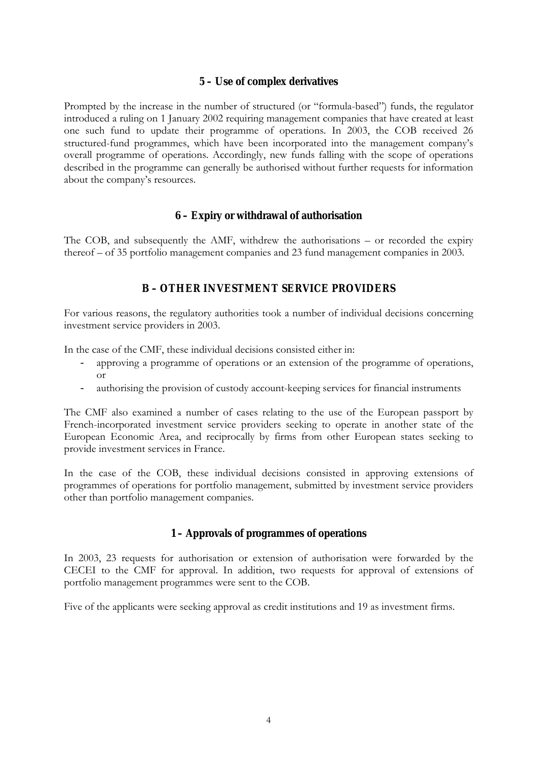### 5 – Use of complex derivatives

Prompted by the increase in the number of structured (or "formula-based") funds, the regulator introduced a ruling on 1 January 2002 requiring management companies that have created at least one such fund to update their programme of operations. In 2003, the COB received 26 structured-fund programmes, which have been incorporated into the management company's overall programme of operations. Accordingly, new funds falling with the scope of operations described in the programme can generally be authorised without further requests for information about the company's resources.

### 6 – Expiry or withdrawal of authorisation

The COB, and subsequently the AMF, withdrew the authorisations – or recorded the expiry thereof – of 35 portfolio management companies and 23 fund management companies in 2003.

## B – OTHER INVESTMENT SERVICE PROVIDERS

For various reasons, the regulatory authorities took a number of individual decisions concerning investment service providers in 2003.

In the case of the CMF, these individual decisions consisted either in:

- approving a programme of operations or an extension of the programme of operations, or
- authorising the provision of custody account-keeping services for financial instruments

The CMF also examined a number of cases relating to the use of the European passport by French-incorporated investment service providers seeking to operate in another state of the European Economic Area, and reciprocally by firms from other European states seeking to provide investment services in France.

In the case of the COB, these individual decisions consisted in approving extensions of programmes of operations for portfolio management, submitted by investment service providers other than portfolio management companies.

### 1 – Approvals of programmes of operations

In 2003, 23 requests for authorisation or extension of authorisation were forwarded by the CECEI to the CMF for approval. In addition, two requests for approval of extensions of portfolio management programmes were sent to the COB.

Five of the applicants were seeking approval as credit institutions and 19 as investment firms.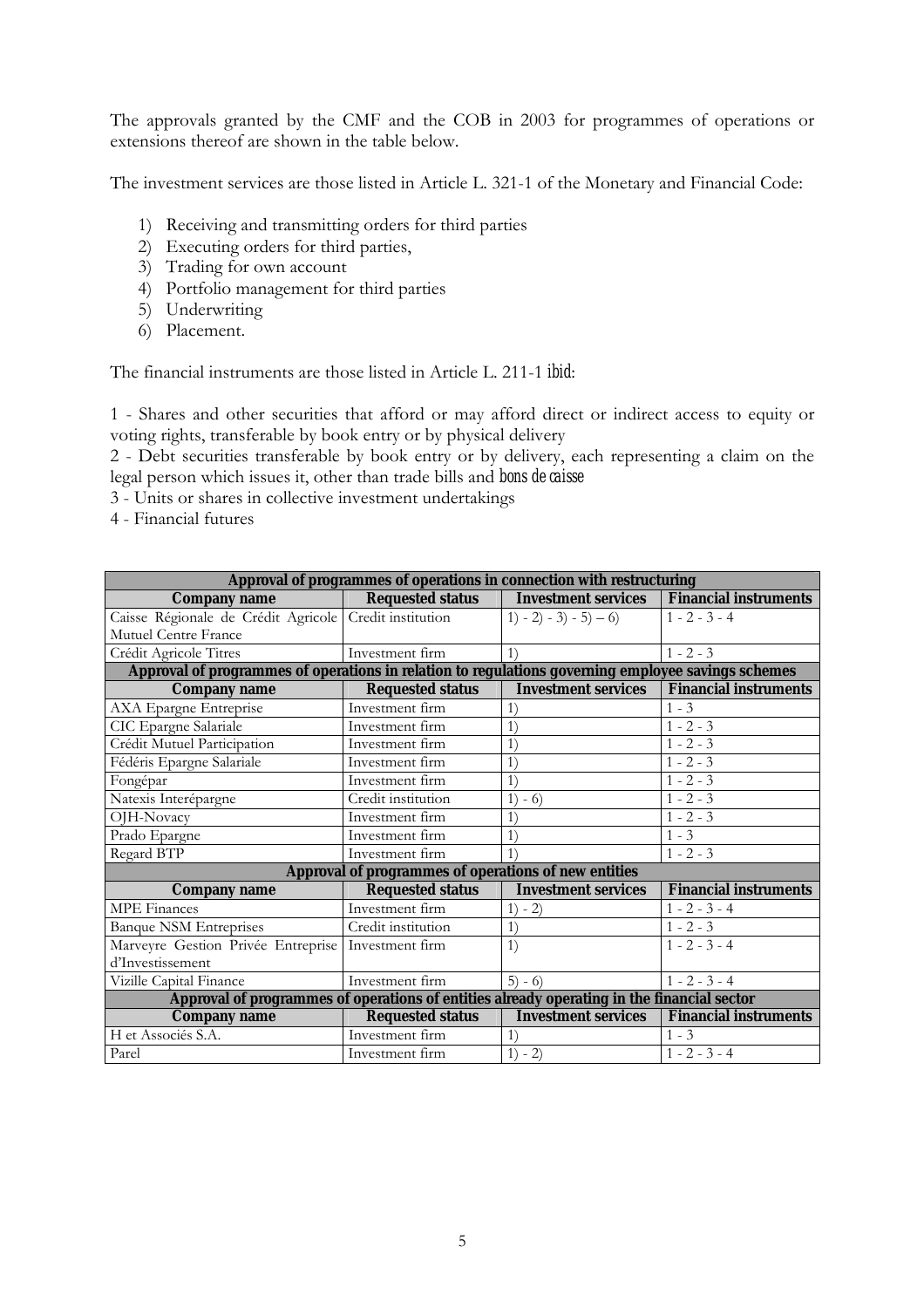The approvals granted by the CMF and the COB in 2003 for programmes of operations or extensions thereof are shown in the table below.

The investment services are those listed in Article L. 321-1 of the Monetary and Financial Code:

1) Receiving and transmitting orders for third parties
2) Executing orders for third parties,
3) Trading for own account
4) Portfolio management for third parties
5) Underwriting
6) Placement.

The financial instruments are those listed in Article L. 211-1 *ibid*:

1 - Shares and other securities that afford or may afford direct or indirect access to equity or voting rights, transferable by book entry or by physical delivery
2 - Debt securities transferable by book entry or by delivery, each representing a claim on the legal person which issues it, other than trade bills and *bons de caisse*
3 - Units or shares in collective investment undertakings
4 - Financial futures

| **Approval of programmes of operations in connection with restructuring** | | | |
|---|---|---|---|
| **Company name** | **Requested status** | **Investment services** | **Financial instruments** |
| Caisse Régionale de Crédit Agricole Mutuel Centre France | Credit institution | 1) - 2) - 3) - 5) – 6) | 1 - 2 - 3 - 4 |
| Crédit Agricole Titres | Investment firm | 1) | 1 - 2 - 3 |
| **Approval of programmes of operations in relation to regulations governing employee savings schemes** | | | |
| **Company name** | **Requested status** | **Investment services** | **Financial instruments** |
| AXA Epargne Entreprise | Investment firm | 1) | 1 - 3 |
| CIC Epargne Salariale | Investment firm | 1) | 1 - 2 - 3 |
| Crédit Mutuel Participation | Investment firm | 1) | 1 - 2 - 3 |
| Fédéris Epargne Salariale | Investment firm | 1) | 1 - 2 - 3 |
| Fongépar | Investment firm | 1) | 1 - 2 - 3 |
| Natexis Interépargne | Credit institution | 1) - 6) | 1 - 2 - 3 |
| OJH-Novacy | Investment firm | 1) | 1 - 2 - 3 |
| Prado Epargne | Investment firm | 1) | 1 - 3 |
| Regard BTP | Investment firm | 1) | 1 - 2 - 3 |
| **Approval of programmes of operations of new entities** | | | |
| **Company name** | **Requested status** | **Investment services** | **Financial instruments** |
| MPE Finances | Investment firm | 1) - 2) | 1 - 2 - 3 - 4 |
| Banque NSM Entreprises | Credit institution | 1) | 1 - 2 - 3 |
| Marveyre Gestion Privée Entreprise d'Investissement | Investment firm | 1) | 1 - 2 - 3 - 4 |
| Vizille Capital Finance | Investment firm | 5) - 6) | 1 - 2 - 3 - 4 |
| **Approval of programmes of operations of entities already operating in the financial sector** | | | |
| **Company name** | **Requested status** | **Investment services** | **Financial instruments** |
| H et Associés S.A. | Investment firm | 1) | 1 - 3 |
| Parel | Investment firm | 1) - 2) | 1 - 2 - 3 - 4 |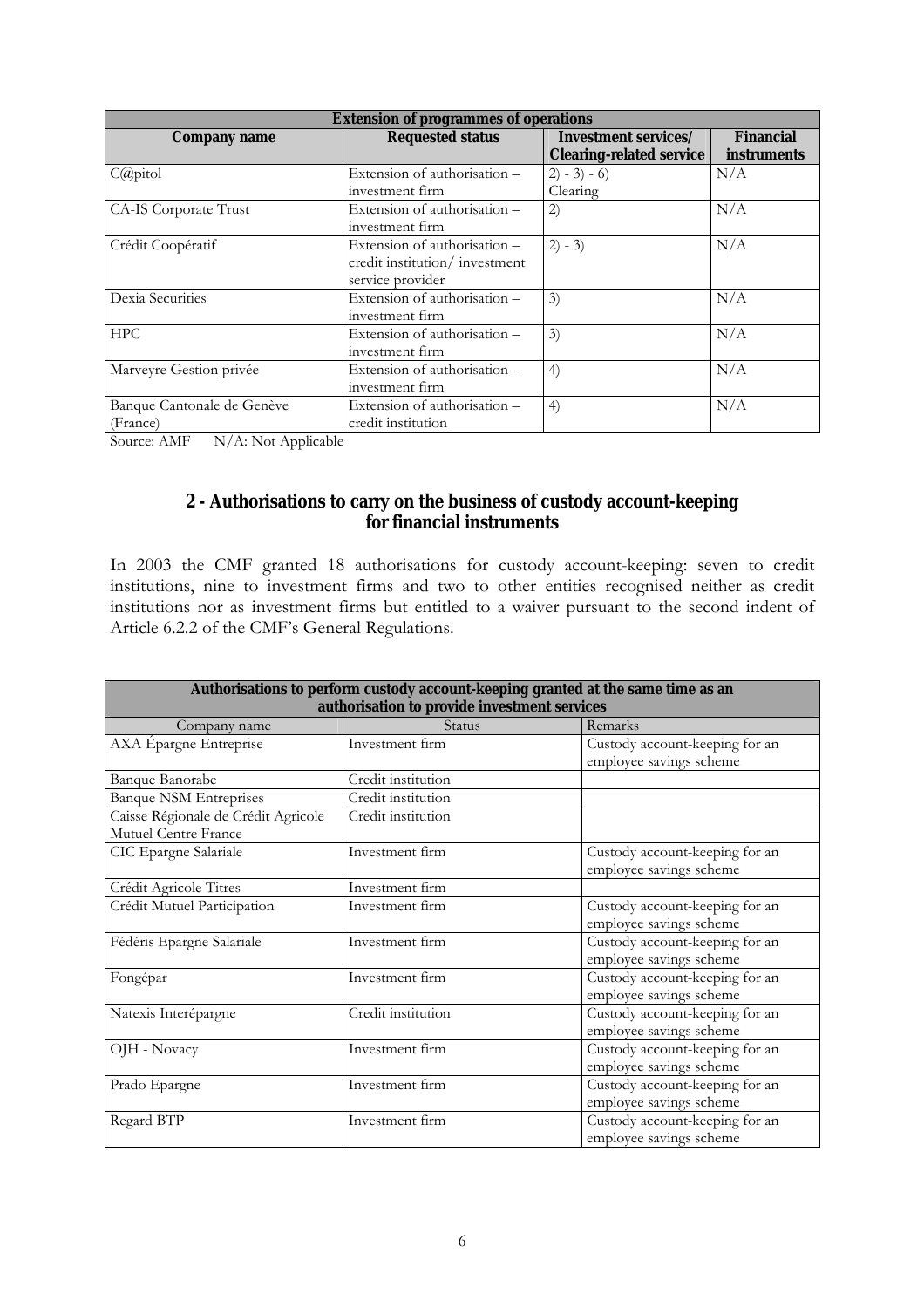| Extension of programmes of operations | | | |
|---|---|---|---|
| **Company name** | **Requested status** | **Investment services/ Clearing-related service** | **Financial instruments** |
| C@pitol | Extension of authorisation – investment firm | 2) - 3) - 6) Clearing | N/A |
| CA-IS Corporate Trust | Extension of authorisation – investment firm | 2) | N/A |
| Crédit Coopératif | Extension of authorisation – credit institution/ investment service provider | 2) - 3) | N/A |
| Dexia Securities | Extension of authorisation – investment firm | 3) | N/A |
| HPC | Extension of authorisation – investment firm | 3) | N/A |
| Marveyre Gestion privée | Extension of authorisation – investment firm | 4) | N/A |
| Banque Cantonale de Genève (France) | Extension of authorisation – credit institution | 4) | N/A |

Source: AMF N/A: Not Applicable

## 2 - Authorisations to carry on the business of custody account-keeping for financial instruments

In 2003 the CMF granted 18 authorisations for custody account-keeping: seven to credit institutions, nine to investment firms and two to other entities recognised neither as credit institutions nor as investment firms but entitled to a waiver pursuant to the second indent of Article 6.2.2 of the CMF's General Regulations.

| Authorisations to perform custody account-keeping granted at the same time as an authorisation to provide investment services | | |
|---|---|---|
| Company name | Status | Remarks |
| AXA Épargne Entreprise | Investment firm | Custody account-keeping for an employee savings scheme |
| Banque Banorabe | Credit institution | |
| Banque NSM Entreprises | Credit institution | |
| Caisse Régionale de Crédit Agricole Mutuel Centre France | Credit institution | |
| CIC Epargne Salariale | Investment firm | Custody account-keeping for an employee savings scheme |
| Crédit Agricole Titres | Investment firm | |
| Crédit Mutuel Participation | Investment firm | Custody account-keeping for an employee savings scheme |
| Fédéris Epargne Salariale | Investment firm | Custody account-keeping for an employee savings scheme |
| Fongépar | Investment firm | Custody account-keeping for an employee savings scheme |
| Natexis Interépargne | Credit institution | Custody account-keeping for an employee savings scheme |
| OJH - Novacy | Investment firm | Custody account-keeping for an employee savings scheme |
| Prado Epargne | Investment firm | Custody account-keeping for an employee savings scheme |
| Regard BTP | Investment firm | Custody account-keeping for an employee savings scheme |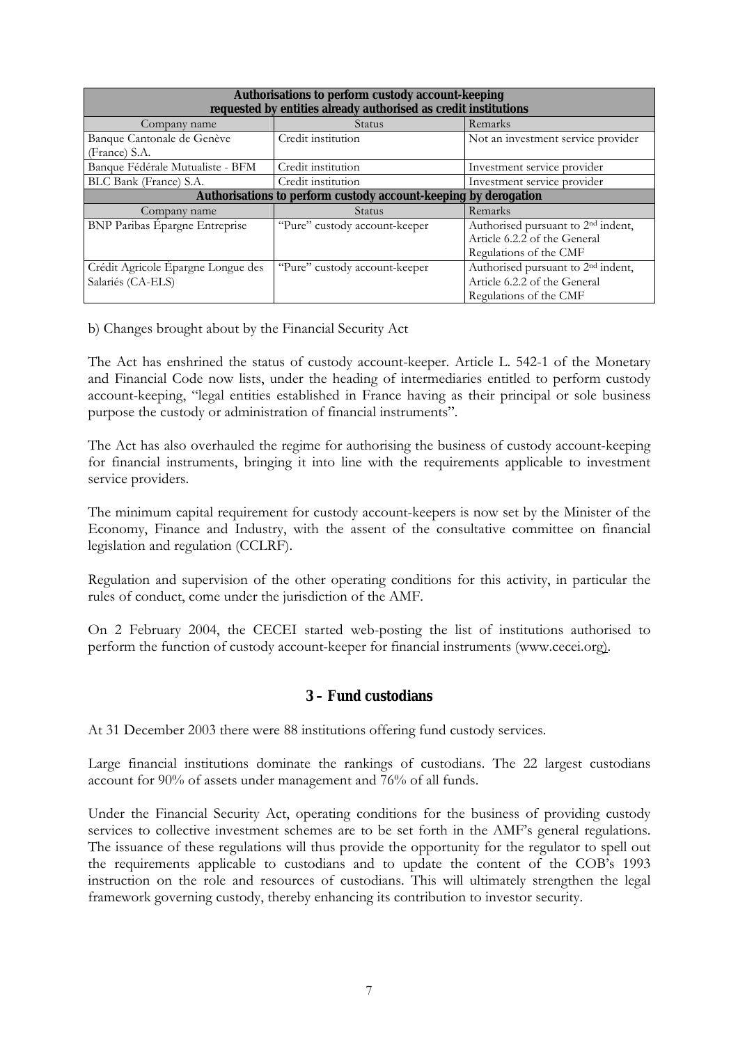| Authorisations to perform custody account-keeping requested by entities already authorised as credit institutions | | |
|---|---|---|
| Company name | Status | Remarks |
| Banque Cantonale de Genève (France) S.A. | Credit institution | Not an investment service provider |
| Banque Fédérale Mutualiste - BFM | Credit institution | Investment service provider |
| BLC Bank (France) S.A. | Credit institution | Investment service provider |
| **Authorisations to perform custody account-keeping by derogation** | | |
| Company name | Status | Remarks |
| BNP Paribas Épargne Entreprise | "Pure" custody account-keeper | Authorised pursuant to 2nd indent, Article 6.2.2 of the General Regulations of the CMF |
| Crédit Agricole Épargne Longue des Salariés (CA-ELS) | "Pure" custody account-keeper | Authorised pursuant to 2nd indent, Article 6.2.2 of the General Regulations of the CMF |

b) Changes brought about by the Financial Security Act

The Act has enshrined the status of custody account-keeper. Article L. 542-1 of the Monetary and Financial Code now lists, under the heading of intermediaries entitled to perform custody account-keeping, "legal entities established in France having as their principal or sole business purpose the custody or administration of financial instruments".

The Act has also overhauled the regime for authorising the business of custody account-keeping for financial instruments, bringing it into line with the requirements applicable to investment service providers.

The minimum capital requirement for custody account-keepers is now set by the Minister of the Economy, Finance and Industry, with the assent of the consultative committee on financial legislation and regulation (CCLRF).

Regulation and supervision of the other operating conditions for this activity, in particular the rules of conduct, come under the jurisdiction of the AMF.

On 2 February 2004, the CECEI started web-posting the list of institutions authorised to perform the function of custody account-keeper for financial instruments (www.cecei.org).

## 3 – Fund custodians

At 31 December 2003 there were 88 institutions offering fund custody services.

Large financial institutions dominate the rankings of custodians. The 22 largest custodians account for 90% of assets under management and 76% of all funds.

Under the Financial Security Act, operating conditions for the business of providing custody services to collective investment schemes are to be set forth in the AMF's general regulations. The issuance of these regulations will thus provide the opportunity for the regulator to spell out the requirements applicable to custodians and to update the content of the COB's 1993 instruction on the role and resources of custodians. This will ultimately strengthen the legal framework governing custody, thereby enhancing its contribution to investor security.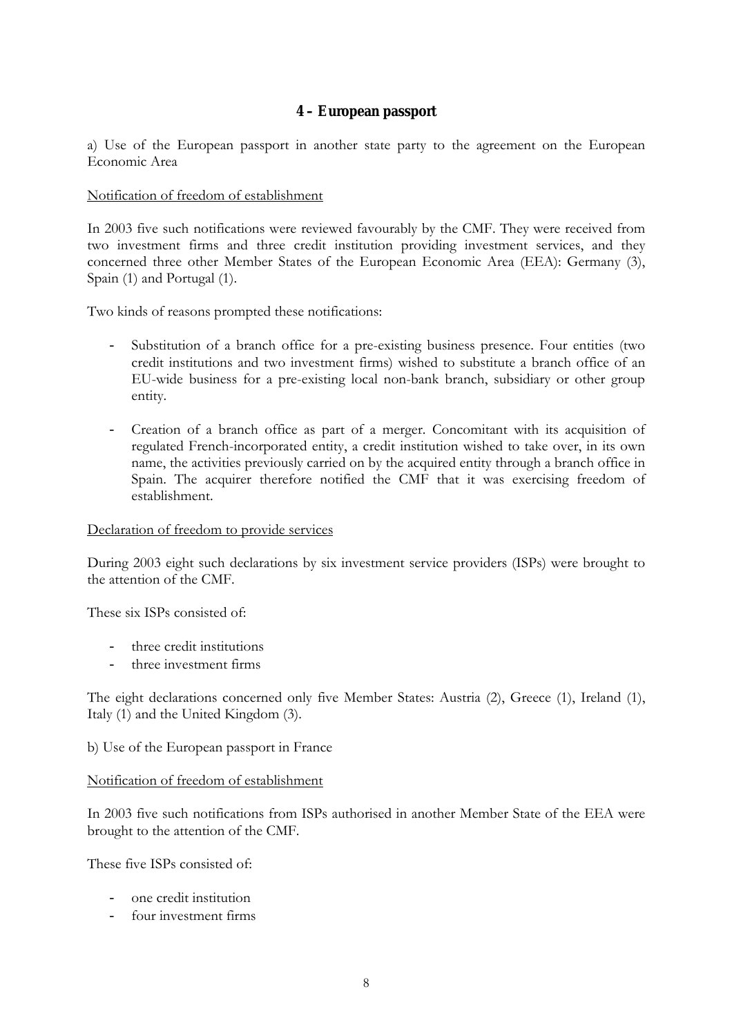## 4 – European passport

a) Use of the European passport in another state party to the agreement on the European Economic Area

Notification of freedom of establishment

In 2003 five such notifications were reviewed favourably by the CMF. They were received from two investment firms and three credit institution providing investment services, and they concerned three other Member States of the European Economic Area (EEA): Germany (3), Spain (1) and Portugal (1).

Two kinds of reasons prompted these notifications:

- Substitution of a branch office for a pre-existing business presence. Four entities (two credit institutions and two investment firms) wished to substitute a branch office of an EU-wide business for a pre-existing local non-bank branch, subsidiary or other group entity.
- Creation of a branch office as part of a merger. Concomitant with its acquisition of regulated French-incorporated entity, a credit institution wished to take over, in its own name, the activities previously carried on by the acquired entity through a branch office in Spain. The acquirer therefore notified the CMF that it was exercising freedom of establishment.

Declaration of freedom to provide services

During 2003 eight such declarations by six investment service providers (ISPs) were brought to the attention of the CMF.

These six ISPs consisted of:

- three credit institutions
- three investment firms

The eight declarations concerned only five Member States: Austria (2), Greece (1), Ireland (1), Italy (1) and the United Kingdom (3).

b) Use of the European passport in France

Notification of freedom of establishment

In 2003 five such notifications from ISPs authorised in another Member State of the EEA were brought to the attention of the CMF.

These five ISPs consisted of:

- one credit institution
- four investment firms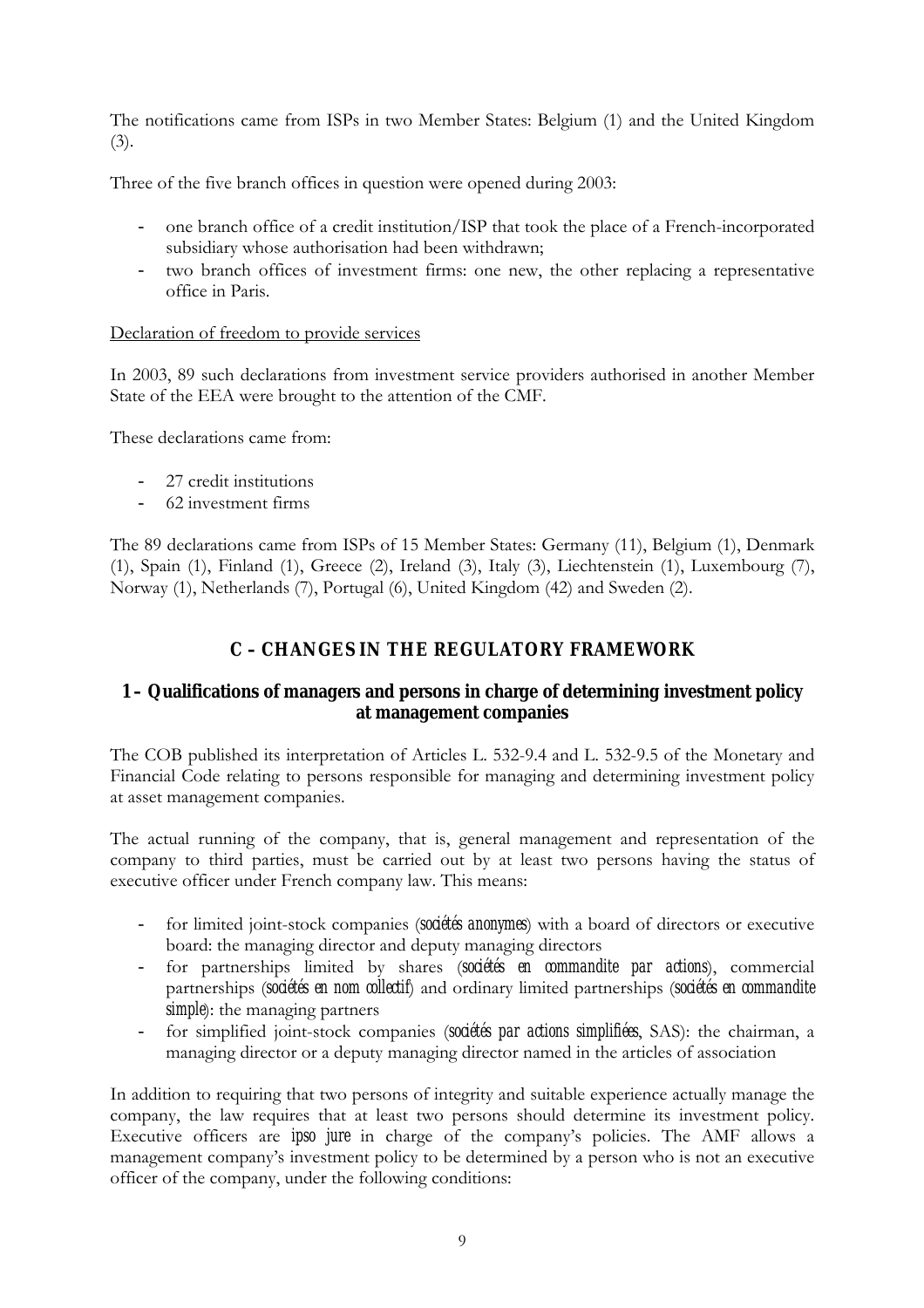The notifications came from ISPs in two Member States: Belgium (1) and the United Kingdom (3).

Three of the five branch offices in question were opened during 2003:

- one branch office of a credit institution/ISP that took the place of a French-incorporated subsidiary whose authorisation had been withdrawn;
- two branch offices of investment firms: one new, the other replacing a representative office in Paris.

Declaration of freedom to provide services

In 2003, 89 such declarations from investment service providers authorised in another Member State of the EEA were brought to the attention of the CMF.

These declarations came from:

- 27 credit institutions
- 62 investment firms

The 89 declarations came from ISPs of 15 Member States: Germany (11), Belgium (1), Denmark (1), Spain (1), Finland (1), Greece (2), Ireland (3), Italy (3), Liechtenstein (1), Luxembourg (7), Norway (1), Netherlands (7), Portugal (6), United Kingdom (42) and Sweden (2).

## C – CHANGES IN THE REGULATORY FRAMEWORK

### 1 – Qualifications of managers and persons in charge of determining investment policy at management companies

The COB published its interpretation of Articles L. 532-9.4 and L. 532-9.5 of the Monetary and Financial Code relating to persons responsible for managing and determining investment policy at asset management companies.

The actual running of the company, that is, general management and representation of the company to third parties, must be carried out by at least two persons having the status of executive officer under French company law. This means:

- for limited joint-stock companies (*sociétés anonymes*) with a board of directors or executive board: the managing director and deputy managing directors
- for partnerships limited by shares (*sociétés en commandite par actions*), commercial partnerships (*sociétés en nom collectif*) and ordinary limited partnerships (*sociétés en commandite simple*): the managing partners
- for simplified joint-stock companies (*sociétés par actions simplifiées*, SAS): the chairman, a managing director or a deputy managing director named in the articles of association

In addition to requiring that two persons of integrity and suitable experience actually manage the company, the law requires that at least two persons should determine its investment policy. Executive officers are *ipso jure* in charge of the company's policies. The AMF allows a management company's investment policy to be determined by a person who is not an executive officer of the company, under the following conditions: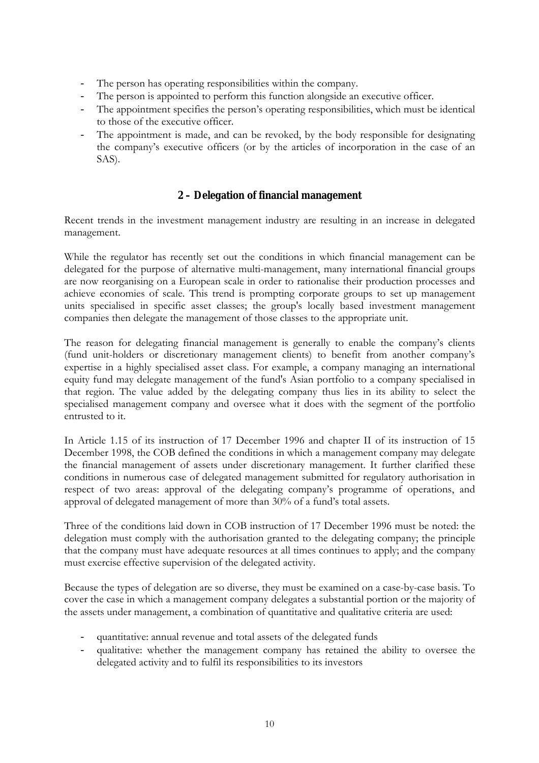- The person has operating responsibilities within the company.
- The person is appointed to perform this function alongside an executive officer.
- The appointment specifies the person's operating responsibilities, which must be identical to those of the executive officer.
- The appointment is made, and can be revoked, by the body responsible for designating the company's executive officers (or by the articles of incorporation in the case of an SAS).

## 2 – Delegation of financial management

Recent trends in the investment management industry are resulting in an increase in delegated management.

While the regulator has recently set out the conditions in which financial management can be delegated for the purpose of alternative multi-management, many international financial groups are now reorganising on a European scale in order to rationalise their production processes and achieve economies of scale. This trend is prompting corporate groups to set up management units specialised in specific asset classes; the group's locally based investment management companies then delegate the management of those classes to the appropriate unit.

The reason for delegating financial management is generally to enable the company's clients (fund unit-holders or discretionary management clients) to benefit from another company's expertise in a highly specialised asset class. For example, a company managing an international equity fund may delegate management of the fund's Asian portfolio to a company specialised in that region. The value added by the delegating company thus lies in its ability to select the specialised management company and oversee what it does with the segment of the portfolio entrusted to it.

In Article 1.15 of its instruction of 17 December 1996 and chapter II of its instruction of 15 December 1998, the COB defined the conditions in which a management company may delegate the financial management of assets under discretionary management. It further clarified these conditions in numerous case of delegated management submitted for regulatory authorisation in respect of two areas: approval of the delegating company's programme of operations, and approval of delegated management of more than 30% of a fund's total assets.

Three of the conditions laid down in COB instruction of 17 December 1996 must be noted: the delegation must comply with the authorisation granted to the delegating company; the principle that the company must have adequate resources at all times continues to apply; and the company must exercise effective supervision of the delegated activity.

Because the types of delegation are so diverse, they must be examined on a case-by-case basis. To cover the case in which a management company delegates a substantial portion or the majority of the assets under management, a combination of quantitative and qualitative criteria are used:

- quantitative: annual revenue and total assets of the delegated funds
- qualitative: whether the management company has retained the ability to oversee the delegated activity and to fulfil its responsibilities to its investors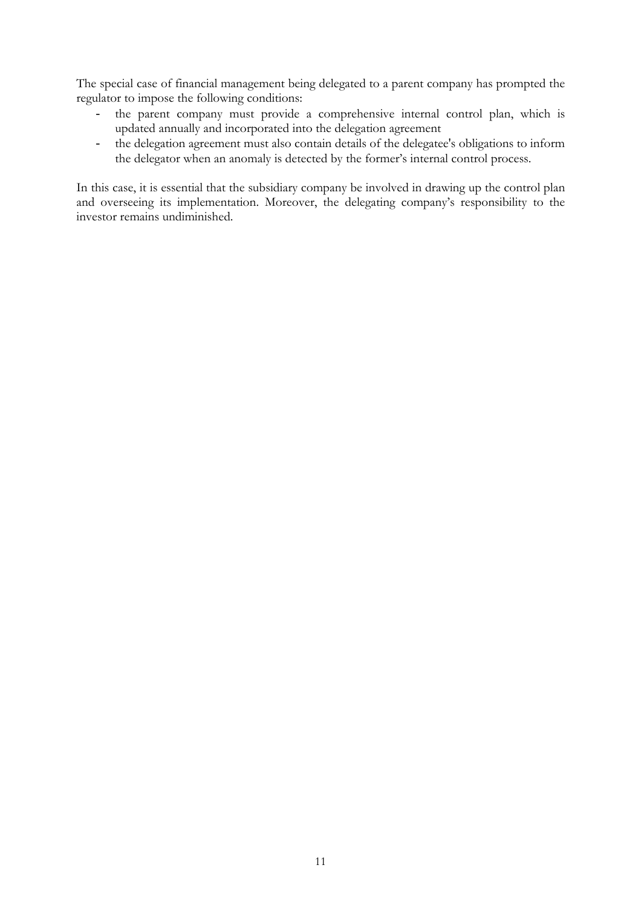The special case of financial management being delegated to a parent company has prompted the regulator to impose the following conditions:

- the parent company must provide a comprehensive internal control plan, which is updated annually and incorporated into the delegation agreement
- the delegation agreement must also contain details of the delegatee's obligations to inform the delegator when an anomaly is detected by the former's internal control process.

In this case, it is essential that the subsidiary company be involved in drawing up the control plan and overseeing its implementation. Moreover, the delegating company's responsibility to the investor remains undiminished.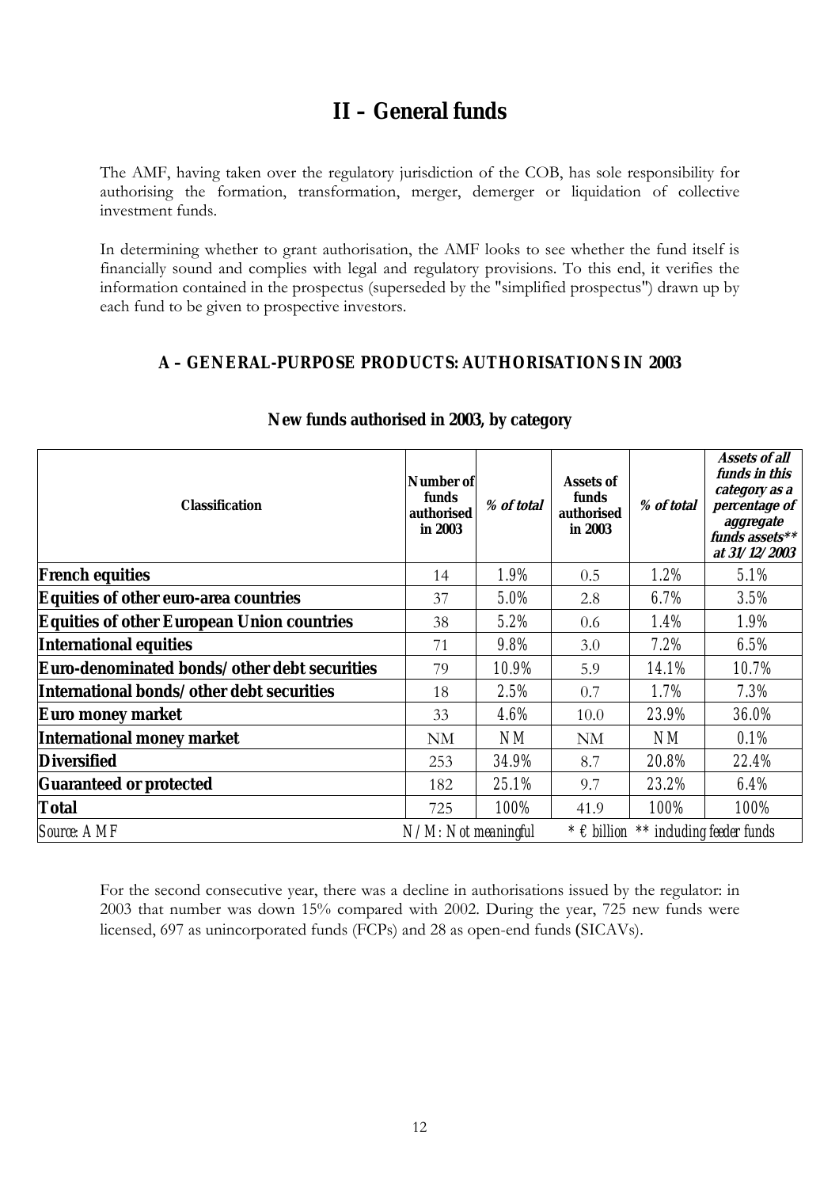# II – General funds

The AMF, having taken over the regulatory jurisdiction of the COB, has sole responsibility for authorising the formation, transformation, merger, demerger or liquidation of collective investment funds.

In determining whether to grant authorisation, the AMF looks to see whether the fund itself is financially sound and complies with legal and regulatory provisions. To this end, it verifies the information contained in the prospectus (superseded by the "simplified prospectus") drawn up by each fund to be given to prospective investors.

## A – GENERAL-PURPOSE PRODUCTS: AUTHORISATIONS IN 2003

### New funds authorised in 2003, by category

| Classification | Number of funds authorised in 2003 | *% of total* | Assets of funds authorised in 2003 | *% of total* | *Assets of all funds in this category as a percentage of aggregate funds assets** at 31/12/2003* |
|---|---|---|---|---|---|
| **French equities** | 14 | 1.9% | 0.5 | 1.2% | 5.1% |
| **Equities of other euro-area countries** | 37 | 5.0% | 2.8 | 6.7% | 3.5% |
| **Equities of other European Union countries** | 38 | 5.2% | 0.6 | 1.4% | 1.9% |
| **International equities** | 71 | 9.8% | 3.0 | 7.2% | 6.5% |
| **Euro-denominated bonds/other debt securities** | 79 | 10.9% | 5.9 | 14.1% | 10.7% |
| **International bonds/other debt securities** | 18 | 2.5% | 0.7 | 1.7% | 7.3% |
| **Euro money market** | 33 | 4.6% | 10.0 | 23.9% | 36.0% |
| **International money market** | NM | NM | NM | NM | 0.1% |
| **Diversified** | 253 | 34.9% | 8.7 | 20.8% | 22.4% |
| **Guaranteed or protected** | 182 | 25.1% | 9.7 | 23.2% | 6.4% |
| **Total** | 725 | 100% | 41.9 | 100% | 100% |

Source: AMF &nbsp;&nbsp;&nbsp; N/M: Not meaningful &nbsp;&nbsp;&nbsp; * € billion ** including feeder funds

For the second consecutive year, there was a decline in authorisations issued by the regulator: in 2003 that number was down 15% compared with 2002. During the year, 725 new funds were licensed, 697 as unincorporated funds (FCPs) and 28 as open-end funds (SICAVs).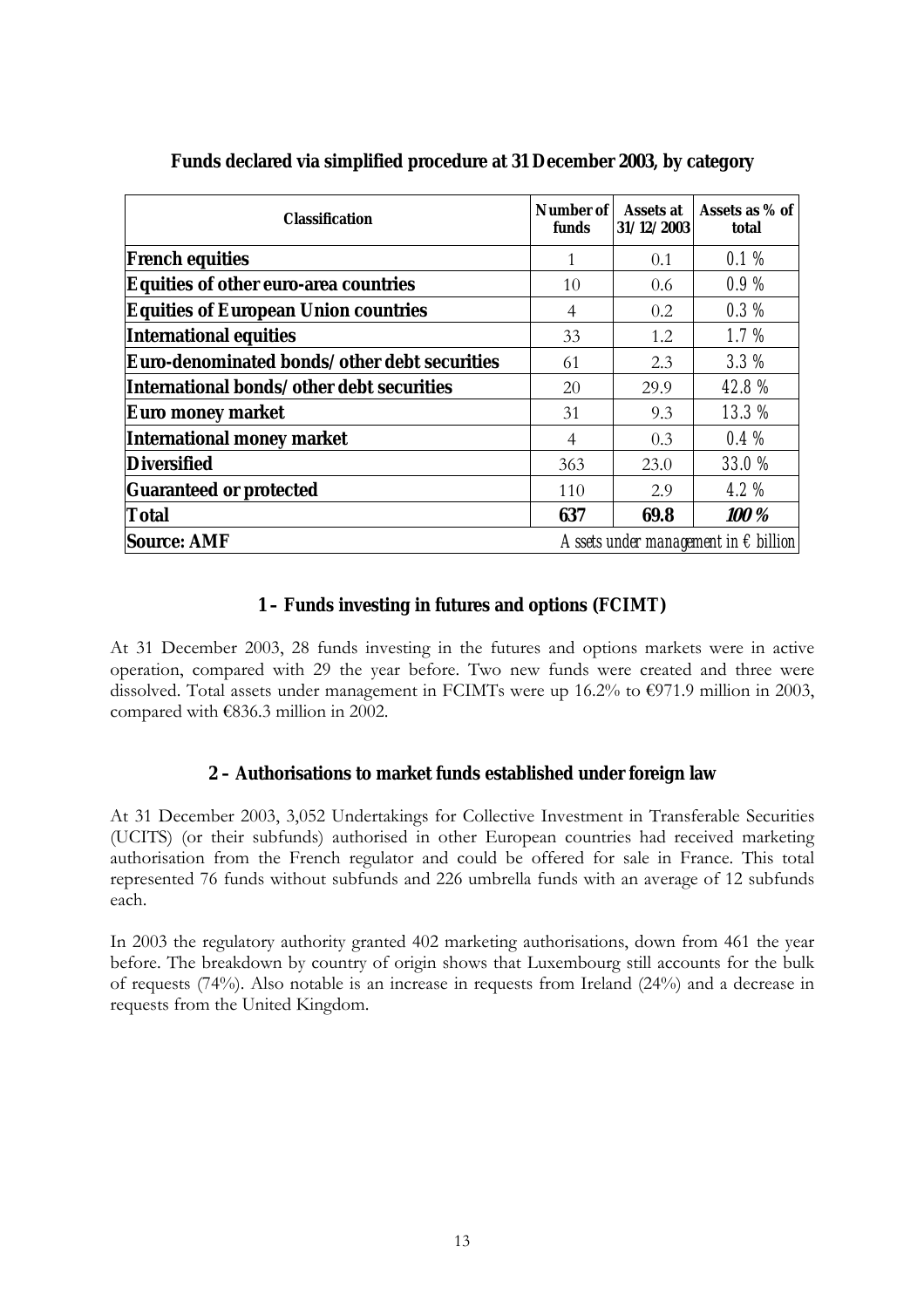**Funds declared via simplified procedure at 31 December 2003, by category**

| Classification | Number of funds | Assets at 31/12/2003 | Assets as % of total |
|---|---|---|---|
| **French equities** | 1 | 0.1 | 0.1 % |
| **Equities of other euro-area countries** | 10 | 0.6 | 0.9 % |
| **Equities of European Union countries** | 4 | 0.2 | 0.3 % |
| **International equities** | 33 | 1.2 | 1.7 % |
| **Euro-denominated bonds/other debt securities** | 61 | 2.3 | 3.3 % |
| **International bonds/other debt securities** | 20 | 29.9 | 42.8 % |
| **Euro money market** | 31 | 9.3 | 13.3 % |
| **International money market** | 4 | 0.3 | 0.4 % |
| **Diversified** | 363 | 23.0 | 33.0 % |
| **Guaranteed or protected** | 110 | 2.9 | 4.2 % |
| **Total** | **637** | **69.8** | ***100 %*** |
| **Source: AMF** | *Assets under management in € billion* | | |

### 1 – Funds investing in futures and options (FCIMT)

At 31 December 2003, 28 funds investing in the futures and options markets were in active operation, compared with 29 the year before. Two new funds were created and three were dissolved. Total assets under management in FCIMTs were up 16.2% to €971.9 million in 2003, compared with €836.3 million in 2002.

### 2 – Authorisations to market funds established under foreign law

At 31 December 2003, 3,052 Undertakings for Collective Investment in Transferable Securities (UCITS) (or their subfunds) authorised in other European countries had received marketing authorisation from the French regulator and could be offered for sale in France. This total represented 76 funds without subfunds and 226 umbrella funds with an average of 12 subfunds each.

In 2003 the regulatory authority granted 402 marketing authorisations, down from 461 the year before. The breakdown by country of origin shows that Luxembourg still accounts for the bulk of requests (74%). Also notable is an increase in requests from Ireland (24%) and a decrease in requests from the United Kingdom.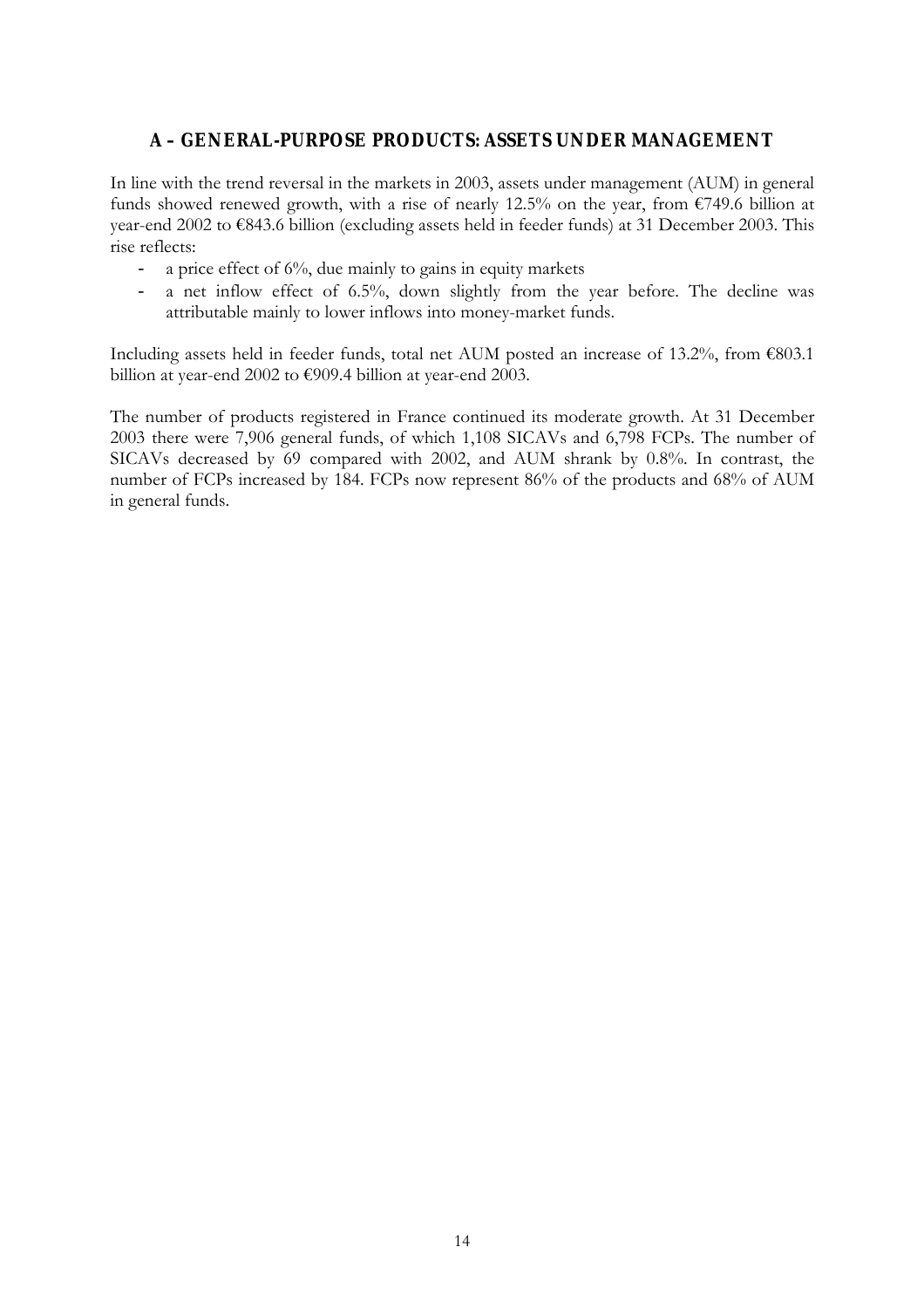## A – GENERAL-PURPOSE PRODUCTS: ASSETS UNDER MANAGEMENT

In line with the trend reversal in the markets in 2003, assets under management (AUM) in general funds showed renewed growth, with a rise of nearly 12.5% on the year, from €749.6 billion at year-end 2002 to €843.6 billion (excluding assets held in feeder funds) at 31 December 2003. This rise reflects:

- a price effect of 6%, due mainly to gains in equity markets
- a net inflow effect of 6.5%, down slightly from the year before. The decline was attributable mainly to lower inflows into money-market funds.

Including assets held in feeder funds, total net AUM posted an increase of 13.2%, from €803.1 billion at year-end 2002 to €909.4 billion at year-end 2003.

The number of products registered in France continued its moderate growth. At 31 December 2003 there were 7,906 general funds, of which 1,108 SICAVs and 6,798 FCPs. The number of SICAVs decreased by 69 compared with 2002, and AUM shrank by 0.8%. In contrast, the number of FCPs increased by 184. FCPs now represent 86% of the products and 68% of AUM in general funds.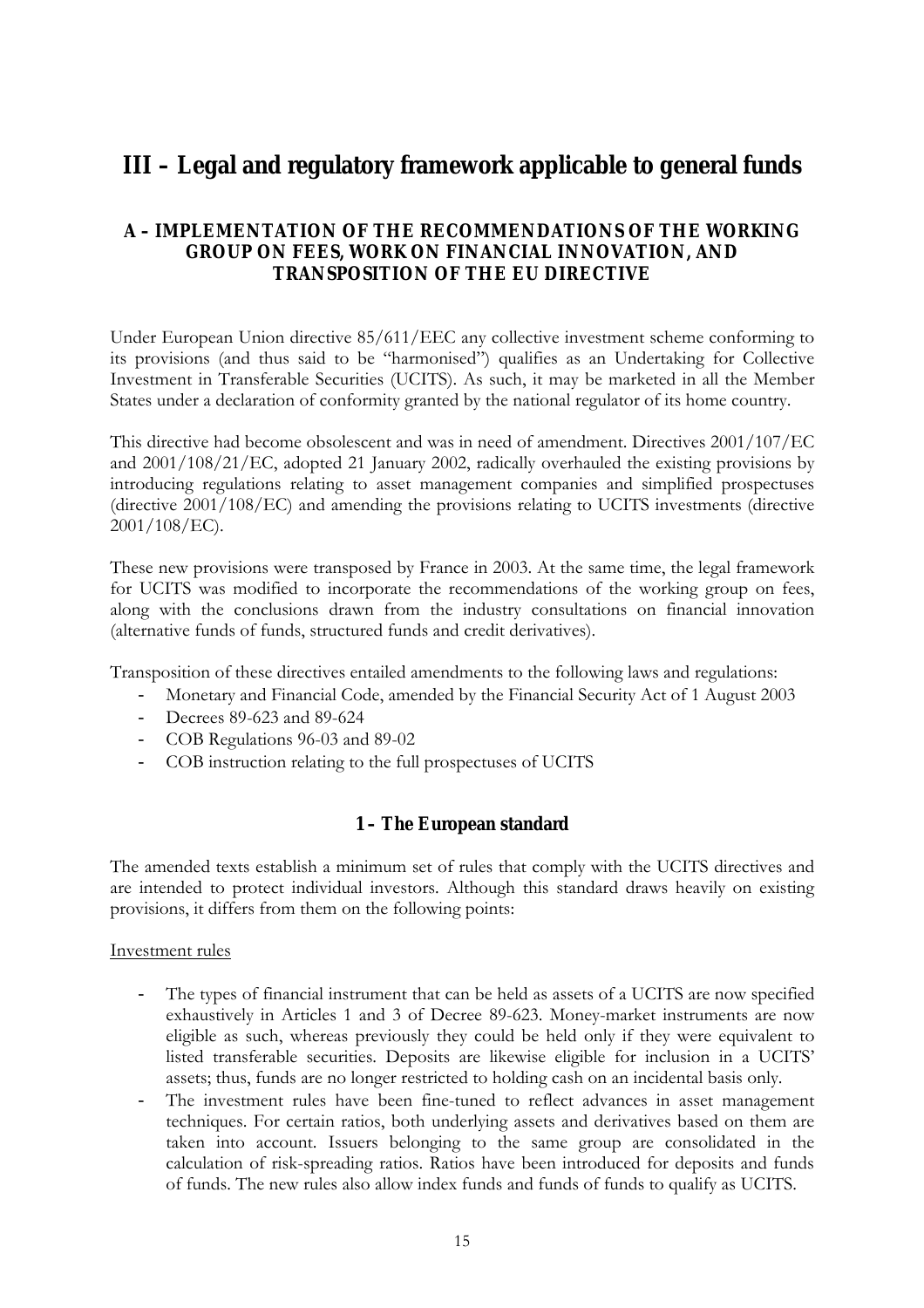# III – Legal and regulatory framework applicable to general funds

## A – IMPLEMENTATION OF THE RECOMMENDATIONS OF THE WORKING GROUP ON FEES, WORK ON FINANCIAL INNOVATION, AND TRANSPOSITION OF THE EU DIRECTIVE

Under European Union directive 85/611/EEC any collective investment scheme conforming to its provisions (and thus said to be "harmonised") qualifies as an Undertaking for Collective Investment in Transferable Securities (UCITS). As such, it may be marketed in all the Member States under a declaration of conformity granted by the national regulator of its home country.

This directive had become obsolescent and was in need of amendment. Directives 2001/107/EC and 2001/108/21/EC, adopted 21 January 2002, radically overhauled the existing provisions by introducing regulations relating to asset management companies and simplified prospectuses (directive 2001/108/EC) and amending the provisions relating to UCITS investments (directive 2001/108/EC).

These new provisions were transposed by France in 2003. At the same time, the legal framework for UCITS was modified to incorporate the recommendations of the working group on fees, along with the conclusions drawn from the industry consultations on financial innovation (alternative funds of funds, structured funds and credit derivatives).

Transposition of these directives entailed amendments to the following laws and regulations:

- Monetary and Financial Code, amended by the Financial Security Act of 1 August 2003
- Decrees 89-623 and 89-624
- COB Regulations 96-03 and 89-02
- COB instruction relating to the full prospectuses of UCITS

### 1 – The European standard

The amended texts establish a minimum set of rules that comply with the UCITS directives and are intended to protect individual investors. Although this standard draws heavily on existing provisions, it differs from them on the following points:

Investment rules

- The types of financial instrument that can be held as assets of a UCITS are now specified exhaustively in Articles 1 and 3 of Decree 89-623. Money-market instruments are now eligible as such, whereas previously they could be held only if they were equivalent to listed transferable securities. Deposits are likewise eligible for inclusion in a UCITS' assets; thus, funds are no longer restricted to holding cash on an incidental basis only.
- The investment rules have been fine-tuned to reflect advances in asset management techniques. For certain ratios, both underlying assets and derivatives based on them are taken into account. Issuers belonging to the same group are consolidated in the calculation of risk-spreading ratios. Ratios have been introduced for deposits and funds of funds. The new rules also allow index funds and funds of funds to qualify as UCITS.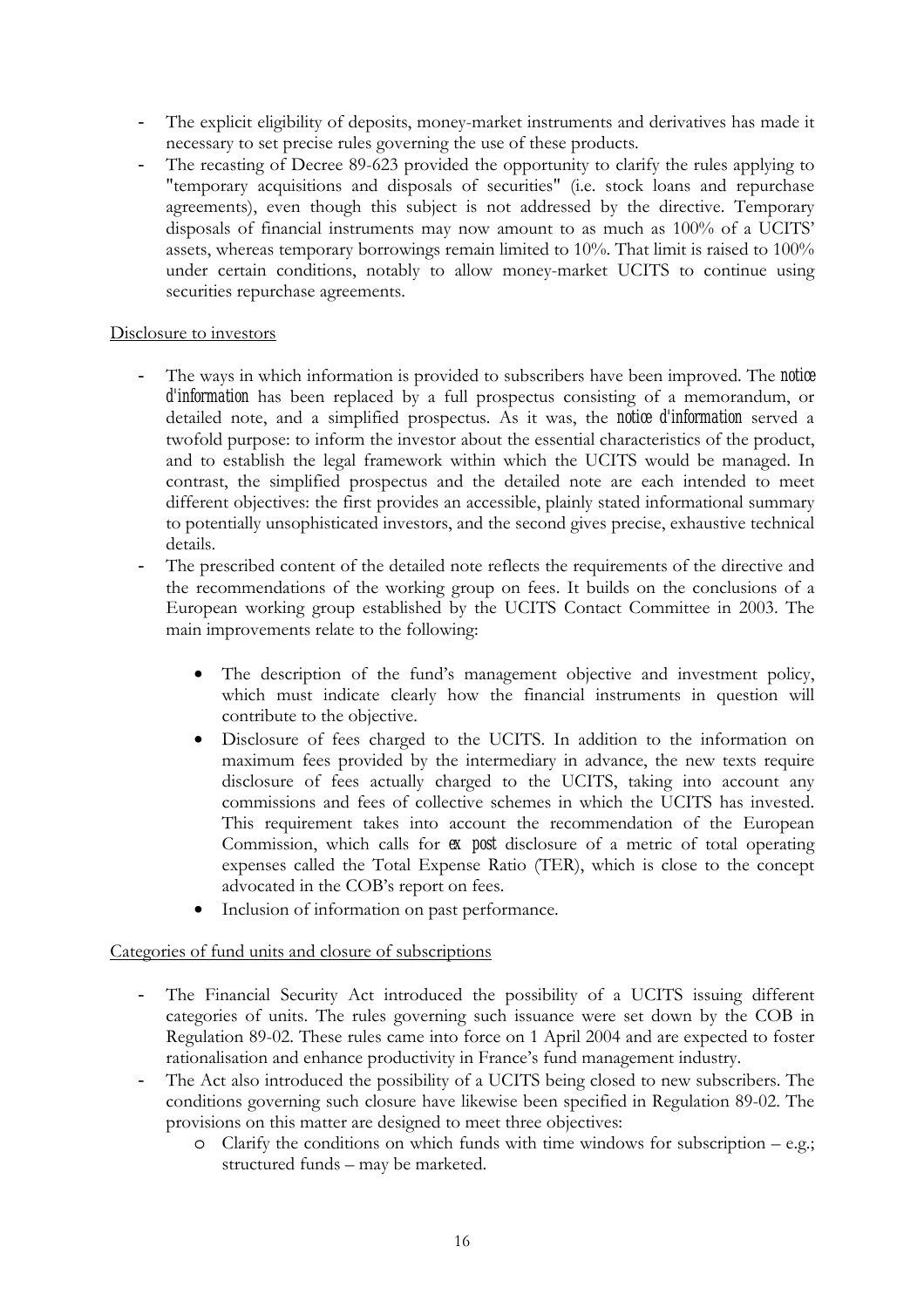- The explicit eligibility of deposits, money-market instruments and derivatives has made it necessary to set precise rules governing the use of these products.
- The recasting of Decree 89-623 provided the opportunity to clarify the rules applying to "temporary acquisitions and disposals of securities" (i.e. stock loans and repurchase agreements), even though this subject is not addressed by the directive. Temporary disposals of financial instruments may now amount to as much as 100% of a UCITS' assets, whereas temporary borrowings remain limited to 10%. That limit is raised to 100% under certain conditions, notably to allow money-market UCITS to continue using securities repurchase agreements.

Disclosure to investors

- The ways in which information is provided to subscribers have been improved. The *notice d'information* has been replaced by a full prospectus consisting of a memorandum, or detailed note, and a simplified prospectus. As it was, the *notice d'information* served a twofold purpose: to inform the investor about the essential characteristics of the product, and to establish the legal framework within which the UCITS would be managed. In contrast, the simplified prospectus and the detailed note are each intended to meet different objectives: the first provides an accessible, plainly stated informational summary to potentially unsophisticated investors, and the second gives precise, exhaustive technical details.
- The prescribed content of the detailed note reflects the requirements of the directive and the recommendations of the working group on fees. It builds on the conclusions of a European working group established by the UCITS Contact Committee in 2003. The main improvements relate to the following:
    - The description of the fund's management objective and investment policy, which must indicate clearly how the financial instruments in question will contribute to the objective.
    - Disclosure of fees charged to the UCITS. In addition to the information on maximum fees provided by the intermediary in advance, the new texts require disclosure of fees actually charged to the UCITS, taking into account any commissions and fees of collective schemes in which the UCITS has invested. This requirement takes into account the recommendation of the European Commission, which calls for *ex post* disclosure of a metric of total operating expenses called the Total Expense Ratio (TER), which is close to the concept advocated in the COB's report on fees.
    - Inclusion of information on past performance.

Categories of fund units and closure of subscriptions

- The Financial Security Act introduced the possibility of a UCITS issuing different categories of units. The rules governing such issuance were set down by the COB in Regulation 89-02. These rules came into force on 1 April 2004 and are expected to foster rationalisation and enhance productivity in France's fund management industry.
- The Act also introduced the possibility of a UCITS being closed to new subscribers. The conditions governing such closure have likewise been specified in Regulation 89-02. The provisions on this matter are designed to meet three objectives:
    - Clarify the conditions on which funds with time windows for subscription – e.g.; structured funds – may be marketed.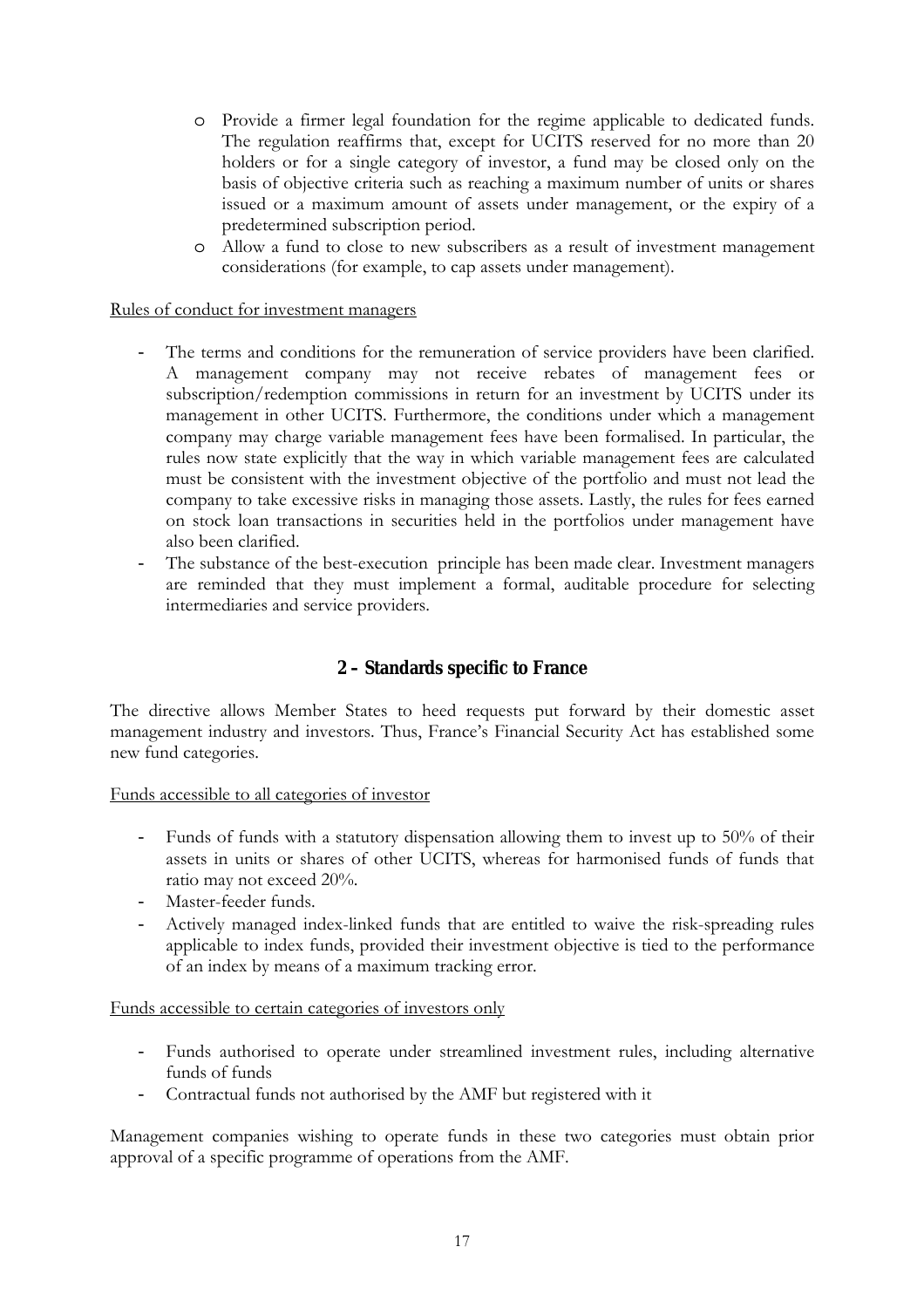- Provide a firmer legal foundation for the regime applicable to dedicated funds. The regulation reaffirms that, except for UCITS reserved for no more than 20 holders or for a single category of investor, a fund may be closed only on the basis of objective criteria such as reaching a maximum number of units or shares issued or a maximum amount of assets under management, or the expiry of a predetermined subscription period.
- Allow a fund to close to new subscribers as a result of investment management considerations (for example, to cap assets under management).

Rules of conduct for investment managers

- The terms and conditions for the remuneration of service providers have been clarified. A management company may not receive rebates of management fees or subscription/redemption commissions in return for an investment by UCITS under its management in other UCITS. Furthermore, the conditions under which a management company may charge variable management fees have been formalised. In particular, the rules now state explicitly that the way in which variable management fees are calculated must be consistent with the investment objective of the portfolio and must not lead the company to take excessive risks in managing those assets. Lastly, the rules for fees earned on stock loan transactions in securities held in the portfolios under management have also been clarified.
- The substance of the best-execution principle has been made clear. Investment managers are reminded that they must implement a formal, auditable procedure for selecting intermediaries and service providers.

## 2 – Standards specific to France

The directive allows Member States to heed requests put forward by their domestic asset management industry and investors. Thus, France's Financial Security Act has established some new fund categories.

Funds accessible to all categories of investor

- Funds of funds with a statutory dispensation allowing them to invest up to 50% of their assets in units or shares of other UCITS, whereas for harmonised funds of funds that ratio may not exceed 20%.
- Master-feeder funds.
- Actively managed index-linked funds that are entitled to waive the risk-spreading rules applicable to index funds, provided their investment objective is tied to the performance of an index by means of a maximum tracking error.

Funds accessible to certain categories of investors only

- Funds authorised to operate under streamlined investment rules, including alternative funds of funds
- Contractual funds not authorised by the AMF but registered with it

Management companies wishing to operate funds in these two categories must obtain prior approval of a specific programme of operations from the AMF.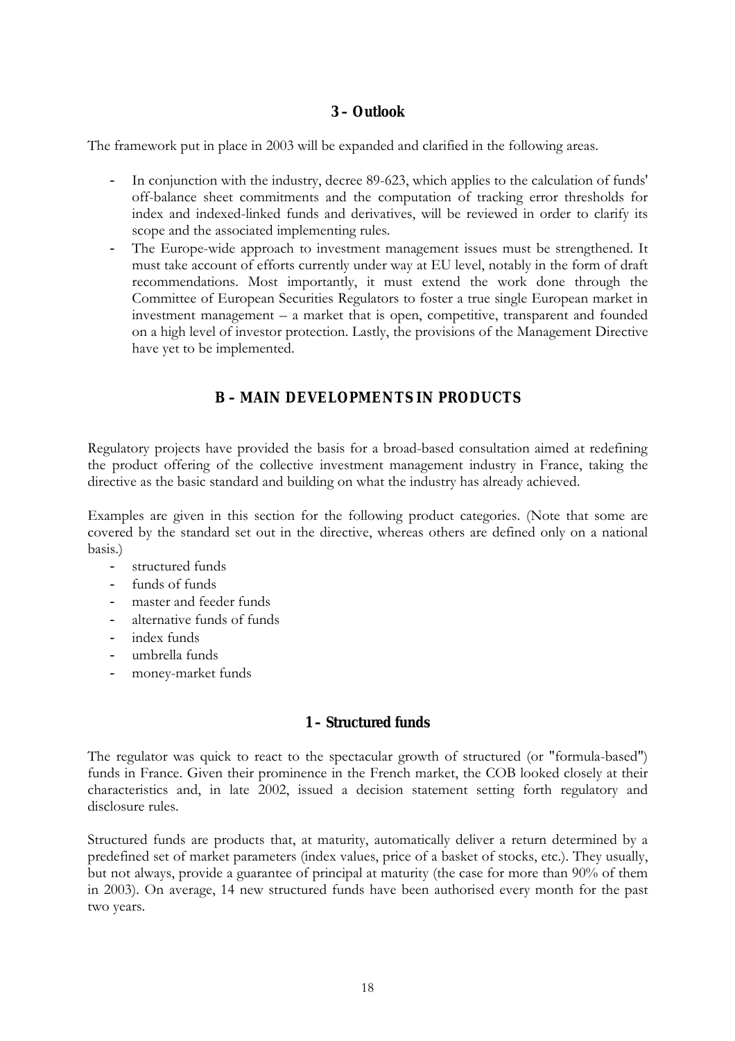### 3 – Outlook

The framework put in place in 2003 will be expanded and clarified in the following areas.

- In conjunction with the industry, decree 89-623, which applies to the calculation of funds' off-balance sheet commitments and the computation of tracking error thresholds for index and indexed-linked funds and derivatives, will be reviewed in order to clarify its scope and the associated implementing rules.
- The Europe-wide approach to investment management issues must be strengthened. It must take account of efforts currently under way at EU level, notably in the form of draft recommendations. Most importantly, it must extend the work done through the Committee of European Securities Regulators to foster a true single European market in investment management – a market that is open, competitive, transparent and founded on a high level of investor protection. Lastly, the provisions of the Management Directive have yet to be implemented.

## B – MAIN DEVELOPMENTS IN PRODUCTS

Regulatory projects have provided the basis for a broad-based consultation aimed at redefining the product offering of the collective investment management industry in France, taking the directive as the basic standard and building on what the industry has already achieved.

Examples are given in this section for the following product categories. (Note that some are covered by the standard set out in the directive, whereas others are defined only on a national basis.)

- structured funds
- funds of funds
- master and feeder funds
- alternative funds of funds
- index funds
- umbrella funds
- money-market funds

### 1 – Structured funds

The regulator was quick to react to the spectacular growth of structured (or "formula-based") funds in France. Given their prominence in the French market, the COB looked closely at their characteristics and, in late 2002, issued a decision statement setting forth regulatory and disclosure rules.

Structured funds are products that, at maturity, automatically deliver a return determined by a predefined set of market parameters (index values, price of a basket of stocks, etc.). They usually, but not always, provide a guarantee of principal at maturity (the case for more than 90% of them in 2003). On average, 14 new structured funds have been authorised every month for the past two years.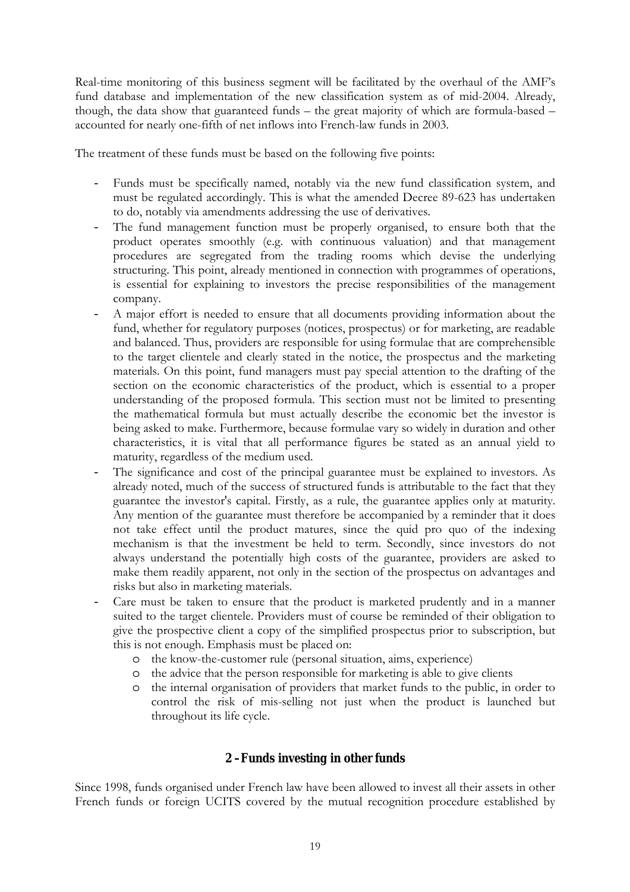Real-time monitoring of this business segment will be facilitated by the overhaul of the AMF's fund database and implementation of the new classification system as of mid-2004. Already, though, the data show that guaranteed funds – the great majority of which are formula-based – accounted for nearly one-fifth of net inflows into French-law funds in 2003.

The treatment of these funds must be based on the following five points:

- Funds must be specifically named, notably via the new fund classification system, and must be regulated accordingly. This is what the amended Decree 89-623 has undertaken to do, notably via amendments addressing the use of derivatives.
- The fund management function must be properly organised, to ensure both that the product operates smoothly (e.g. with continuous valuation) and that management procedures are segregated from the trading rooms which devise the underlying structuring. This point, already mentioned in connection with programmes of operations, is essential for explaining to investors the precise responsibilities of the management company.
- A major effort is needed to ensure that all documents providing information about the fund, whether for regulatory purposes (notices, prospectus) or for marketing, are readable and balanced. Thus, providers are responsible for using formulae that are comprehensible to the target clientele and clearly stated in the notice, the prospectus and the marketing materials. On this point, fund managers must pay special attention to the drafting of the section on the economic characteristics of the product, which is essential to a proper understanding of the proposed formula. This section must not be limited to presenting the mathematical formula but must actually describe the economic bet the investor is being asked to make. Furthermore, because formulae vary so widely in duration and other characteristics, it is vital that all performance figures be stated as an annual yield to maturity, regardless of the medium used.
- The significance and cost of the principal guarantee must be explained to investors. As already noted, much of the success of structured funds is attributable to the fact that they guarantee the investor's capital. Firstly, as a rule, the guarantee applies only at maturity. Any mention of the guarantee must therefore be accompanied by a reminder that it does not take effect until the product matures, since the quid pro quo of the indexing mechanism is that the investment be held to term. Secondly, since investors do not always understand the potentially high costs of the guarantee, providers are asked to make them readily apparent, not only in the section of the prospectus on advantages and risks but also in marketing materials.
- Care must be taken to ensure that the product is marketed prudently and in a manner suited to the target clientele. Providers must of course be reminded of their obligation to give the prospective client a copy of the simplified prospectus prior to subscription, but this is not enough. Emphasis must be placed on:
  - the know-the-customer rule (personal situation, aims, experience)
  - the advice that the person responsible for marketing is able to give clients
  - the internal organisation of providers that market funds to the public, in order to control the risk of mis-selling not just when the product is launched but throughout its life cycle.

## 2 – Funds investing in other funds

Since 1998, funds organised under French law have been allowed to invest all their assets in other French funds or foreign UCITS covered by the mutual recognition procedure established by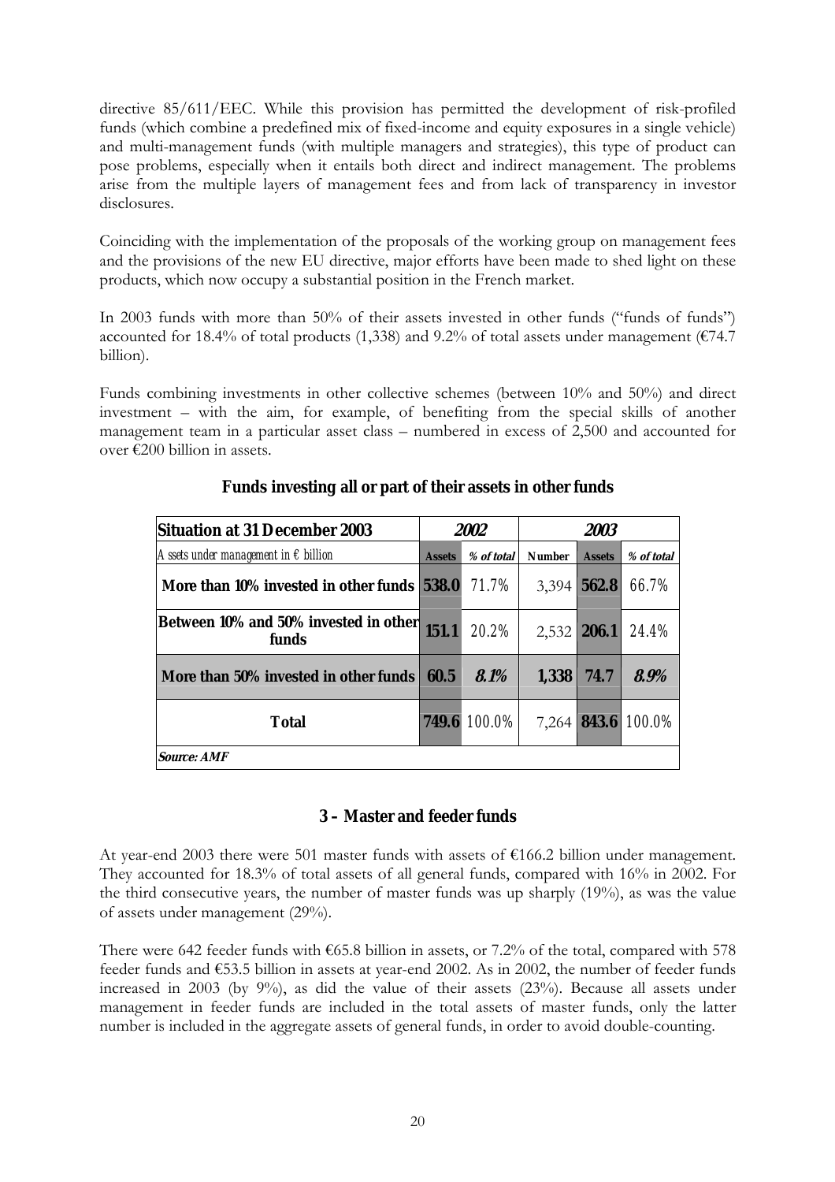directive 85/611/EEC. While this provision has permitted the development of risk-profiled funds (which combine a predefined mix of fixed-income and equity exposures in a single vehicle) and multi-management funds (with multiple managers and strategies), this type of product can pose problems, especially when it entails both direct and indirect management. The problems arise from the multiple layers of management fees and from lack of transparency in investor disclosures.

Coinciding with the implementation of the proposals of the working group on management fees and the provisions of the new EU directive, major efforts have been made to shed light on these products, which now occupy a substantial position in the French market.

In 2003 funds with more than 50% of their assets invested in other funds ("funds of funds") accounted for 18.4% of total products (1,338) and 9.2% of total assets under management (€74.7 billion).

Funds combining investments in other collective schemes (between 10% and 50%) and direct investment – with the aim, for example, of benefiting from the special skills of another management team in a particular asset class – numbered in excess of 2,500 and accounted for over €200 billion in assets.

**Funds investing all or part of their assets in other funds**

| **Situation at 31 December 2003** | ***2002*** | | ***2003*** | | |
|---|---|---|---|---|---|
| *Assets under management in € billion* | **Assets** | ***% of total*** | **Number** | **Assets** | ***% of total*** |
| **More than 10% invested in other funds** | **538.0** | 71.7% | 3,394 | **562.8** | 66.7% |
| **Between 10% and 50% invested in other funds** | **151.1** | 20.2% | 2,532 | **206.1** | 24.4% |
| **More than 50% invested in other funds** | **60.5** | ***8.1%*** | **1,338** | **74.7** | ***8.9%*** |
| **Total** | **749.6** | 100.0% | 7,264 | **843.6** | 100.0% |
| ***Source: AMF*** | | | | | |

## 3 – Master and feeder funds

At year-end 2003 there were 501 master funds with assets of €166.2 billion under management. They accounted for 18.3% of total assets of all general funds, compared with 16% in 2002. For the third consecutive years, the number of master funds was up sharply (19%), as was the value of assets under management (29%).

There were 642 feeder funds with €65.8 billion in assets, or 7.2% of the total, compared with 578 feeder funds and €53.5 billion in assets at year-end 2002. As in 2002, the number of feeder funds increased in 2003 (by 9%), as did the value of their assets (23%). Because all assets under management in feeder funds are included in the total assets of master funds, only the latter number is included in the aggregate assets of general funds, in order to avoid double-counting.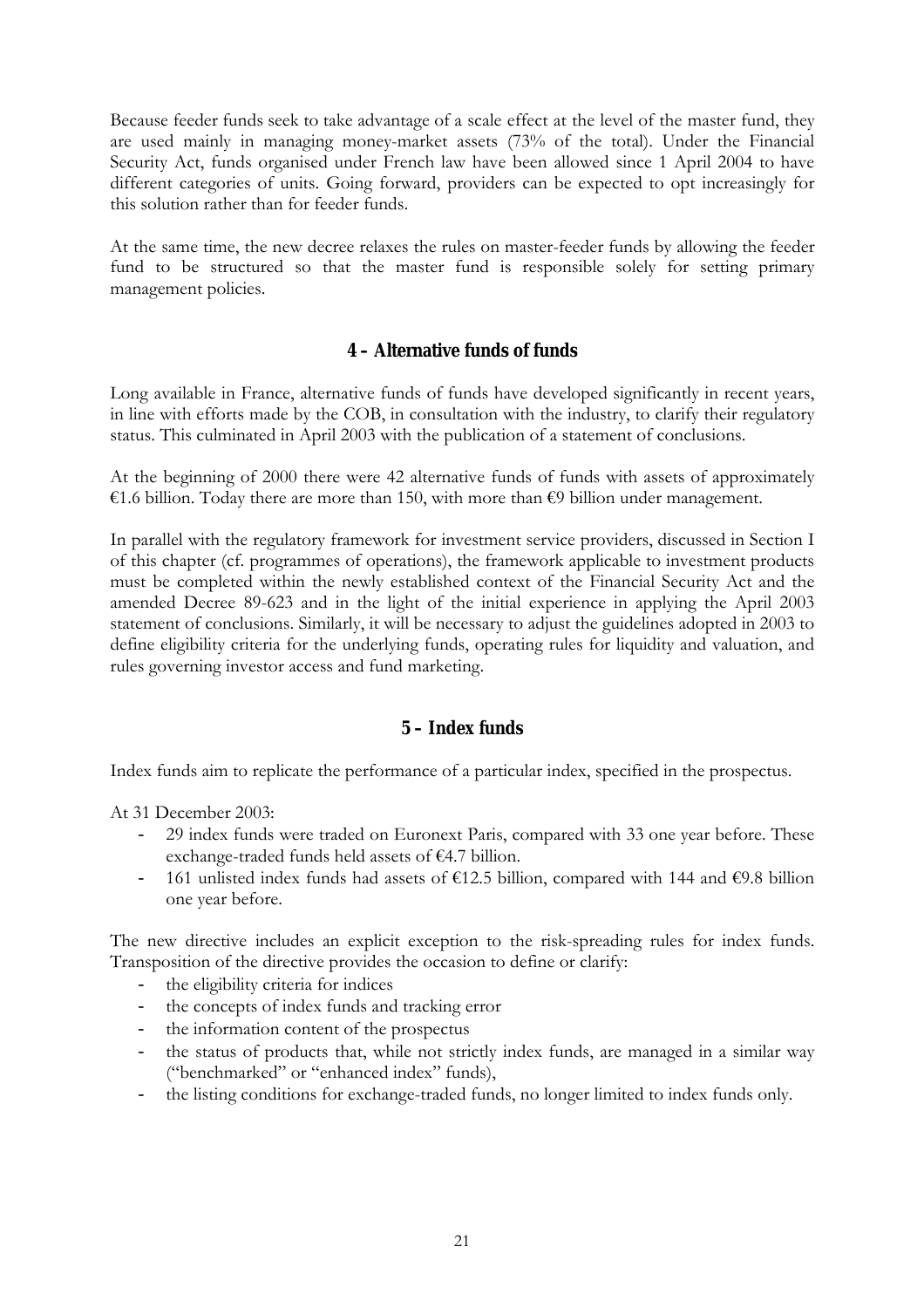Because feeder funds seek to take advantage of a scale effect at the level of the master fund, they are used mainly in managing money-market assets (73% of the total). Under the Financial Security Act, funds organised under French law have been allowed since 1 April 2004 to have different categories of units. Going forward, providers can be expected to opt increasingly for this solution rather than for feeder funds.

At the same time, the new decree relaxes the rules on master-feeder funds by allowing the feeder fund to be structured so that the master fund is responsible solely for setting primary management policies.

### 4 – Alternative funds of funds

Long available in France, alternative funds of funds have developed significantly in recent years, in line with efforts made by the COB, in consultation with the industry, to clarify their regulatory status. This culminated in April 2003 with the publication of a statement of conclusions.

At the beginning of 2000 there were 42 alternative funds of funds with assets of approximately €1.6 billion. Today there are more than 150, with more than €9 billion under management.

In parallel with the regulatory framework for investment service providers, discussed in Section I of this chapter (cf. programmes of operations), the framework applicable to investment products must be completed within the newly established context of the Financial Security Act and the amended Decree 89-623 and in the light of the initial experience in applying the April 2003 statement of conclusions. Similarly, it will be necessary to adjust the guidelines adopted in 2003 to define eligibility criteria for the underlying funds, operating rules for liquidity and valuation, and rules governing investor access and fund marketing.

### 5 – Index funds

Index funds aim to replicate the performance of a particular index, specified in the prospectus.

At 31 December 2003:

- 29 index funds were traded on Euronext Paris, compared with 33 one year before. These exchange-traded funds held assets of €4.7 billion.
- 161 unlisted index funds had assets of €12.5 billion, compared with 144 and €9.8 billion one year before.

The new directive includes an explicit exception to the risk-spreading rules for index funds. Transposition of the directive provides the occasion to define or clarify:

- the eligibility criteria for indices
- the concepts of index funds and tracking error
- the information content of the prospectus
- the status of products that, while not strictly index funds, are managed in a similar way ("benchmarked" or "enhanced index" funds),
- the listing conditions for exchange-traded funds, no longer limited to index funds only.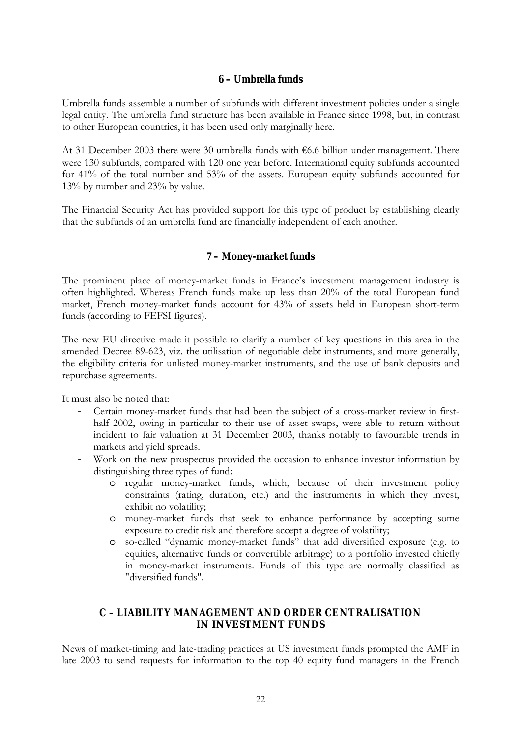### 6 – Umbrella funds

Umbrella funds assemble a number of subfunds with different investment policies under a single legal entity. The umbrella fund structure has been available in France since 1998, but, in contrast to other European countries, it has been used only marginally here.

At 31 December 2003 there were 30 umbrella funds with €6.6 billion under management. There were 130 subfunds, compared with 120 one year before. International equity subfunds accounted for 41% of the total number and 53% of the assets. European equity subfunds accounted for 13% by number and 23% by value.

The Financial Security Act has provided support for this type of product by establishing clearly that the subfunds of an umbrella fund are financially independent of each another.

### 7 – Money-market funds

The prominent place of money-market funds in France's investment management industry is often highlighted. Whereas French funds make up less than 20% of the total European fund market, French money-market funds account for 43% of assets held in European short-term funds (according to FEFSI figures).

The new EU directive made it possible to clarify a number of key questions in this area in the amended Decree 89-623, viz. the utilisation of negotiable debt instruments, and more generally, the eligibility criteria for unlisted money-market instruments, and the use of bank deposits and repurchase agreements.

It must also be noted that:

- Certain money-market funds that had been the subject of a cross-market review in first-half 2002, owing in particular to their use of asset swaps, were able to return without incident to fair valuation at 31 December 2003, thanks notably to favourable trends in markets and yield spreads.
- Work on the new prospectus provided the occasion to enhance investor information by distinguishing three types of fund:
  - regular money-market funds, which, because of their investment policy constraints (rating, duration, etc.) and the instruments in which they invest, exhibit no volatility;
  - money-market funds that seek to enhance performance by accepting some exposure to credit risk and therefore accept a degree of volatility;
  - so-called "dynamic money-market funds" that add diversified exposure (e.g. to equities, alternative funds or convertible arbitrage) to a portfolio invested chiefly in money-market instruments. Funds of this type are normally classified as "diversified funds".

## C – LIABILITY MANAGEMENT AND ORDER CENTRALISATION IN INVESTMENT FUNDS

News of market-timing and late-trading practices at US investment funds prompted the AMF in late 2003 to send requests for information to the top 40 equity fund managers in the French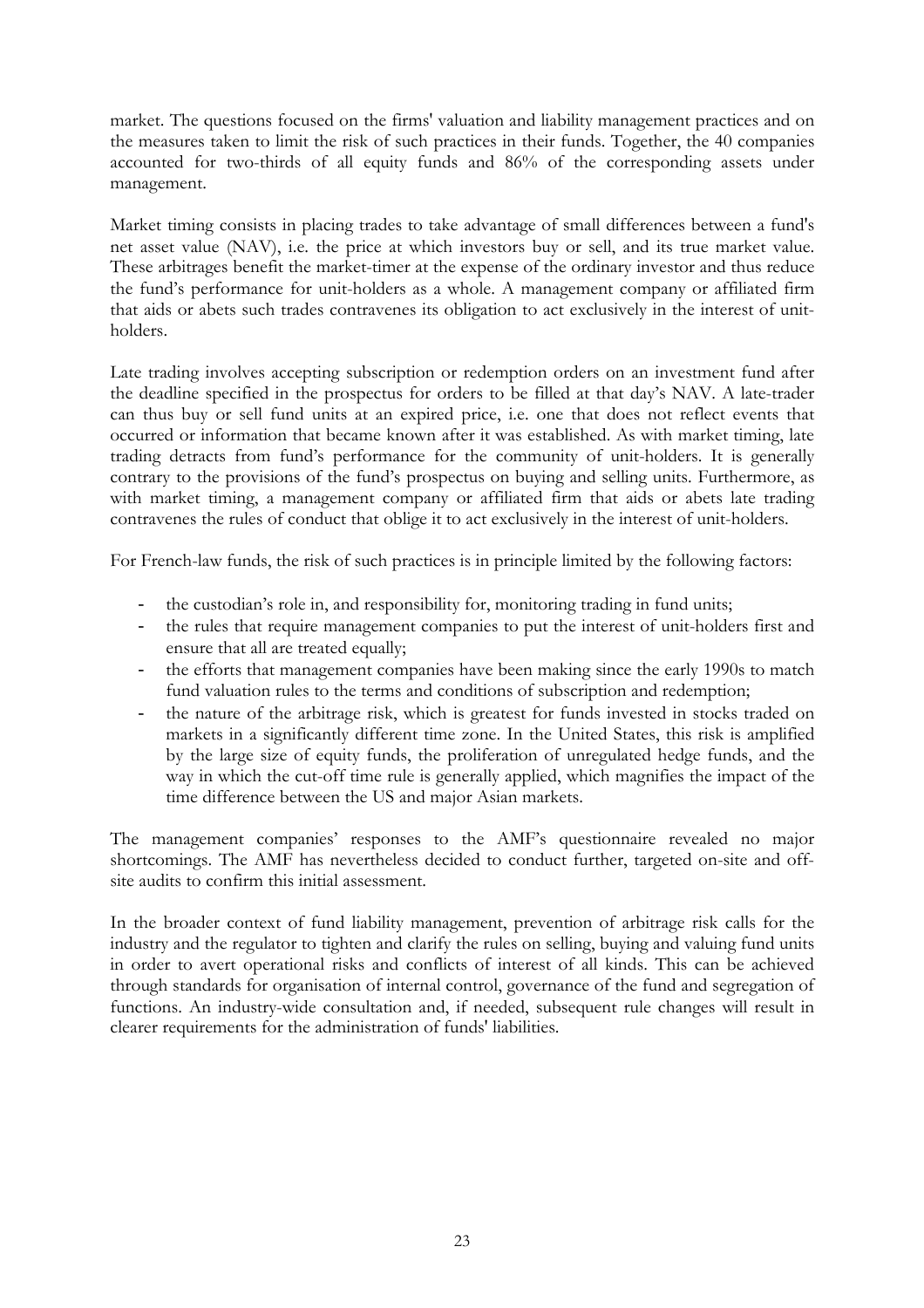market. The questions focused on the firms' valuation and liability management practices and on the measures taken to limit the risk of such practices in their funds. Together, the 40 companies accounted for two-thirds of all equity funds and 86% of the corresponding assets under management.

Market timing consists in placing trades to take advantage of small differences between a fund's net asset value (NAV), i.e. the price at which investors buy or sell, and its true market value. These arbitrages benefit the market-timer at the expense of the ordinary investor and thus reduce the fund's performance for unit-holders as a whole. A management company or affiliated firm that aids or abets such trades contravenes its obligation to act exclusively in the interest of unit-holders.

Late trading involves accepting subscription or redemption orders on an investment fund after the deadline specified in the prospectus for orders to be filled at that day's NAV. A late-trader can thus buy or sell fund units at an expired price, i.e. one that does not reflect events that occurred or information that became known after it was established. As with market timing, late trading detracts from fund's performance for the community of unit-holders. It is generally contrary to the provisions of the fund's prospectus on buying and selling units. Furthermore, as with market timing, a management company or affiliated firm that aids or abets late trading contravenes the rules of conduct that oblige it to act exclusively in the interest of unit-holders.

For French-law funds, the risk of such practices is in principle limited by the following factors:

- the custodian's role in, and responsibility for, monitoring trading in fund units;
- the rules that require management companies to put the interest of unit-holders first and ensure that all are treated equally;
- the efforts that management companies have been making since the early 1990s to match fund valuation rules to the terms and conditions of subscription and redemption;
- the nature of the arbitrage risk, which is greatest for funds invested in stocks traded on markets in a significantly different time zone. In the United States, this risk is amplified by the large size of equity funds, the proliferation of unregulated hedge funds, and the way in which the cut-off time rule is generally applied, which magnifies the impact of the time difference between the US and major Asian markets.

The management companies' responses to the AMF's questionnaire revealed no major shortcomings. The AMF has nevertheless decided to conduct further, targeted on-site and off-site audits to confirm this initial assessment.

In the broader context of fund liability management, prevention of arbitrage risk calls for the industry and the regulator to tighten and clarify the rules on selling, buying and valuing fund units in order to avert operational risks and conflicts of interest of all kinds. This can be achieved through standards for organisation of internal control, governance of the fund and segregation of functions. An industry-wide consultation and, if needed, subsequent rule changes will result in clearer requirements for the administration of funds' liabilities.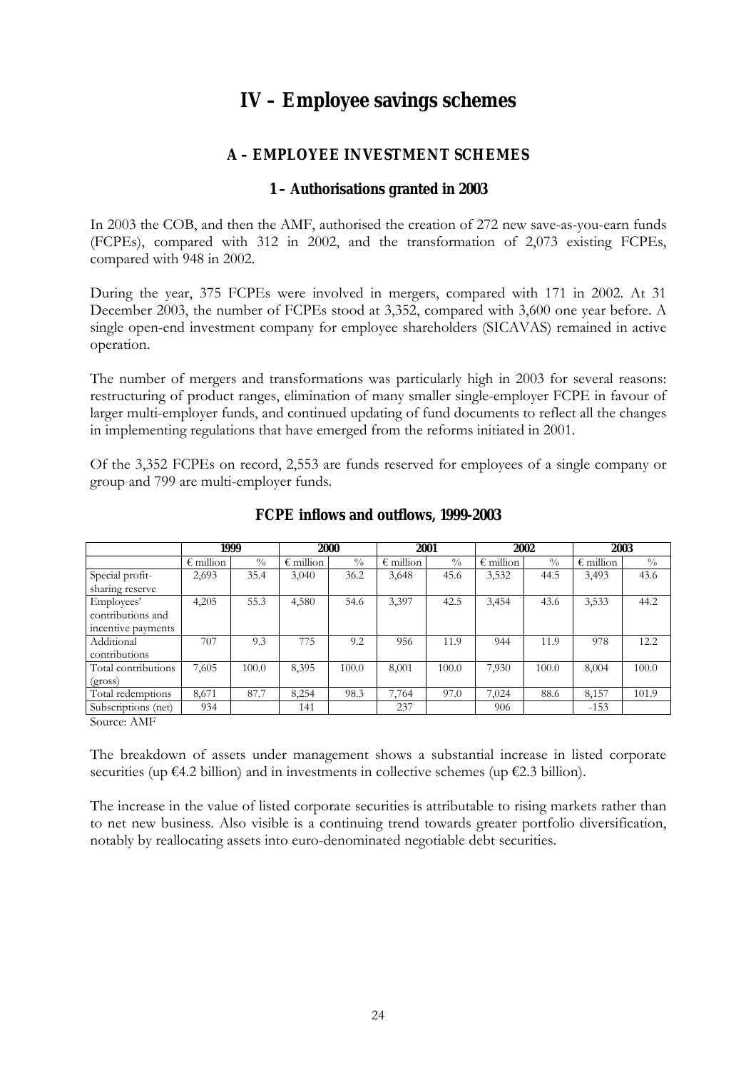# IV – Employee savings schemes

## A – EMPLOYEE INVESTMENT SCHEMES

### 1 – Authorisations granted in 2003

In 2003 the COB, and then the AMF, authorised the creation of 272 new save-as-you-earn funds (FCPEs), compared with 312 in 2002, and the transformation of 2,073 existing FCPEs, compared with 948 in 2002.

During the year, 375 FCPEs were involved in mergers, compared with 171 in 2002. At 31 December 2003, the number of FCPEs stood at 3,352, compared with 3,600 one year before. A single open-end investment company for employee shareholders (SICAVAS) remained in active operation.

The number of mergers and transformations was particularly high in 2003 for several reasons: restructuring of product ranges, elimination of many smaller single-employer FCPE in favour of larger multi-employer funds, and continued updating of fund documents to reflect all the changes in implementing regulations that have emerged from the reforms initiated in 2001.

Of the 3,352 FCPEs on record, 2,553 are funds reserved for employees of a single company or group and 799 are multi-employer funds.

**FCPE inflows and outflows, 1999-2003**

| | 1999 | | 2000 | | 2001 | | 2002 | | 2003 | |
|---|---|---|---|---|---|---|---|---|---|---|
| | € million | % | € million | % | € million | % | € million | % | € million | % |
| Special profit-sharing reserve | 2,693 | 35.4 | 3,040 | 36.2 | 3,648 | 45.6 | 3,532 | 44.5 | 3,493 | 43.6 |
| Employees' contributions and incentive payments | 4,205 | 55.3 | 4,580 | 54.6 | 3,397 | 42.5 | 3,454 | 43.6 | 3,533 | 44.2 |
| Additional contributions | 707 | 9.3 | 775 | 9.2 | 956 | 11.9 | 944 | 11.9 | 978 | 12.2 |
| Total contributions (gross) | 7,605 | 100.0 | 8,395 | 100.0 | 8,001 | 100.0 | 7,930 | 100.0 | 8,004 | 100.0 |
| Total redemptions | 8,671 | 87.7 | 8,254 | 98.3 | 7,764 | 97.0 | 7,024 | 88.6 | 8,157 | 101.9 |
| Subscriptions (net) | 934 | | 141 | | 237 | | 906 | | -153 | |

Source: AMF

The breakdown of assets under management shows a substantial increase in listed corporate securities (up €4.2 billion) and in investments in collective schemes (up €2.3 billion).

The increase in the value of listed corporate securities is attributable to rising markets rather than to net new business. Also visible is a continuing trend towards greater portfolio diversification, notably by reallocating assets into euro-denominated negotiable debt securities.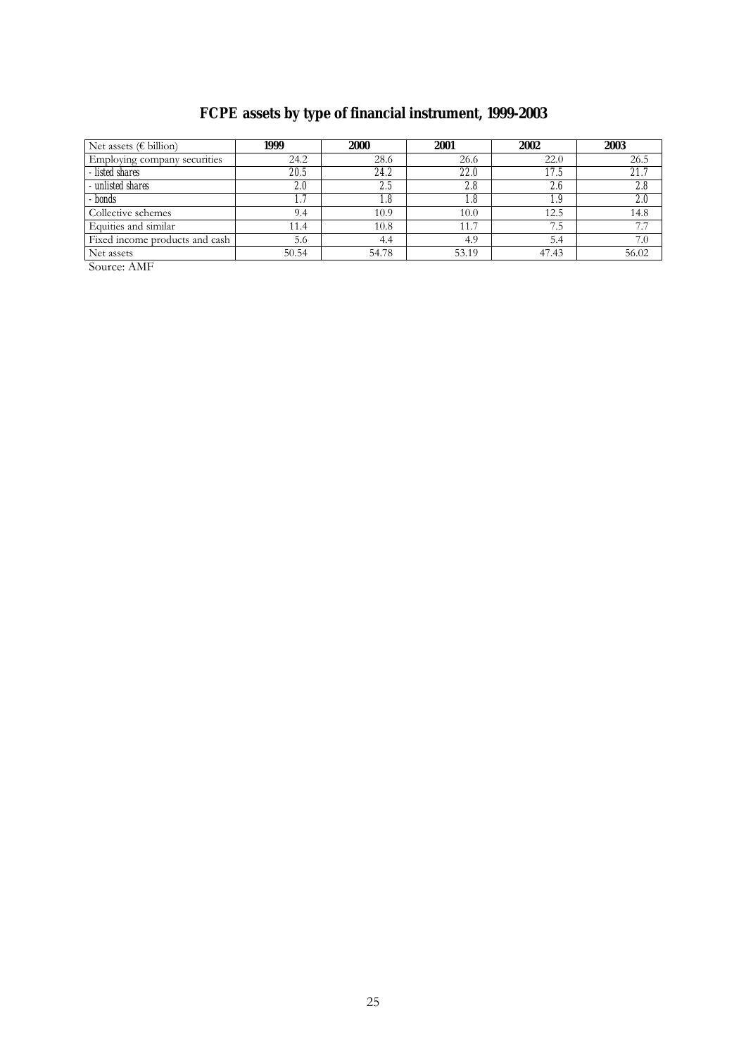## FCPE assets by type of financial instrument, 1999-2003

| Net assets (€ billion) | 1999 | 2000 | 2001 | 2002 | 2003 |
|---|---|---|---|---|---|
| Employing company securities | 24.2 | 28.6 | 26.6 | 22.0 | 26.5 |
| *- listed shares* | 20.5 | 24.2 | 22.0 | 17.5 | 21.7 |
| *- unlisted shares* | 2.0 | 2.5 | 2.8 | 2.6 | 2.8 |
| *- bonds* | 1.7 | 1.8 | 1.8 | 1.9 | 2.0 |
| Collective schemes | 9.4 | 10.9 | 10.0 | 12.5 | 14.8 |
| Equities and similar | 11.4 | 10.8 | 11.7 | 7.5 | 7.7 |
| Fixed income products and cash | 5.6 | 4.4 | 4.9 | 5.4 | 7.0 |
| Net assets | 50.54 | 54.78 | 53.19 | 47.43 | 56.02 |

Source: AMF